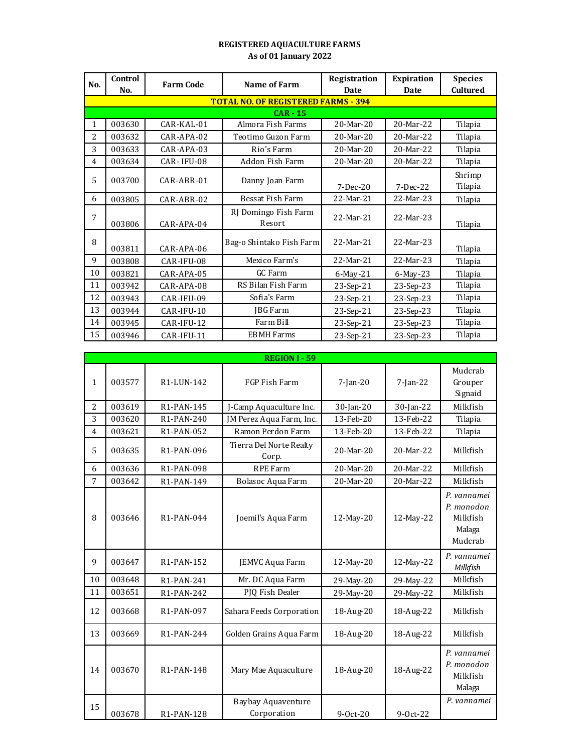**REGISTERED AQUACULTURE FARMS**
**As of 01 January 2022**

| No. | Control No. | Farm Code | Name of Farm | Registration Date | Expiration Date | Species Cultured |
|---|---|---|---|---|---|---|
| **TOTAL NO. OF REGISTERED FARMS - 394** | | | | | | |
| **CAR - 15** | | | | | | |
| 1 | 003630 | CAR-KAL-01 | Almora Fish Farms | 20-Mar-20 | 20-Mar-22 | Tilapia |
| 2 | 003632 | CAR-APA-02 | Teotimo Guzon Farm | 20-Mar-20 | 20-Mar-22 | Tilapia |
| 3 | 003633 | CAR-APA-03 | Rio's Farm | 20-Mar-20 | 20-Mar-22 | Tilapia |
| 4 | 003634 | CAR- IFU-08 | Addon Fish Farm | 20-Mar-20 | 20-Mar-22 | Tilapia |
| 5 | 003700 | CAR-ABR-01 | Danny Joan Farm | 7-Dec-20 | 7-Dec-22 | Shrimp Tilapia |
| 6 | 003805 | CAR-ABR-02 | Bessat Fish Farm | 22-Mar-21 | 22-Mar-23 | Tilapia |
| 7 | 003806 | CAR-APA-04 | RJ Domingo Fish Farm Resort | 22-Mar-21 | 22-Mar-23 | Tilapia |
| 8 | 003811 | CAR-APA-06 | Bag-o Shintako Fish Farm | 22-Mar-21 | 22-Mar-23 | Tilapia |
| 9 | 003808 | CAR-IFU-08 | Mexico Farm's | 22-Mar-21 | 22-Mar-23 | Tilapia |
| 10 | 003821 | CAR-APA-05 | GC Farm | 6-May-21 | 6-May-23 | Tilapia |
| 11 | 003942 | CAR-APA-08 | RS Bilan Fish Farm | 23-Sep-21 | 23-Sep-23 | Tilapia |
| 12 | 003943 | CAR-IFU-09 | Sofia's Farm | 23-Sep-21 | 23-Sep-23 | Tilapia |
| 13 | 003944 | CAR-IFU-10 | JBG Farm | 23-Sep-21 | 23-Sep-23 | Tilapia |
| 14 | 003945 | CAR-IFU-12 | Farm Bill | 23-Sep-21 | 23-Sep-23 | Tilapia |
| 15 | 003946 | CAR-IFU-11 | EBMH Farms | 23-Sep-21 | 23-Sep-23 | Tilapia |

| No. | Control No. | Farm Code | Name of Farm | Registration Date | Expiration Date | Species Cultured |
|---|---|---|---|---|---|---|
| **REGION I - 59** | | | | | | |
| 1 | 003577 | R1-LUN-142 | FGP Fish Farm | 7-Jan-20 | 7-Jan-22 | Mudcrab Grouper Signaid |
| 2 | 003619 | R1-PAN-145 | J-Camp Aquaculture Inc. | 30-Jan-20 | 30-Jan-22 | Milkfish |
| 3 | 003620 | R1-PAN-240 | JM Perez Aqua Farm, Inc. | 13-Feb-20 | 13-Feb-22 | Tilapia |
| 4 | 003621 | R1-PAN-052 | Ramon Perdon Farm | 13-Feb-20 | 13-Feb-22 | Tilapia |
| 5 | 003635 | R1-PAN-096 | Tierra Del Norte Realty Corp. | 20-Mar-20 | 20-Mar-22 | Milkfish |
| 6 | 003636 | R1-PAN-098 | RPE Farm | 20-Mar-20 | 20-Mar-22 | Milkfish |
| 7 | 003642 | R1-PAN-149 | Bolasoc Aqua Farm | 20-Mar-20 | 20-Mar-22 | Milkfish |
| 8 | 003646 | R1-PAN-044 | Joemil's Aqua Farm | 12-May-20 | 12-May-22 | *P. vannamei* *P. monodon* Milkfish Malaga Mudcrab |
| 9 | 003647 | R1-PAN-152 | JEMVC Aqua Farm | 12-May-20 | 12-May-22 | *P. vannamei* *Milkfish* |
| 10 | 003648 | R1-PAN-241 | Mr. DC Aqua Farm | 29-May-20 | 29-May-22 | Milkfish |
| 11 | 003651 | R1-PAN-242 | PJQ Fish Dealer | 29-May-20 | 29-May-22 | Milkfish |
| 12 | 003668 | R1-PAN-097 | Sahara Feeds Corporation | 18-Aug-20 | 18-Aug-22 | Milkfish |
| 13 | 003669 | R1-PAN-244 | Golden Grains Aqua Farm | 18-Aug-20 | 18-Aug-22 | Milkfish |
| 14 | 003670 | R1-PAN-148 | Mary Mae Aquaculture | 18-Aug-20 | 18-Aug-22 | *P. vannamei* *P. monodon* Milkfish Malaga |
| 15 | 003678 | R1-PAN-128 | Baybay Aquaventure Corporation | 9-Oct-20 | 9-Oct-22 | *P. vannamei* |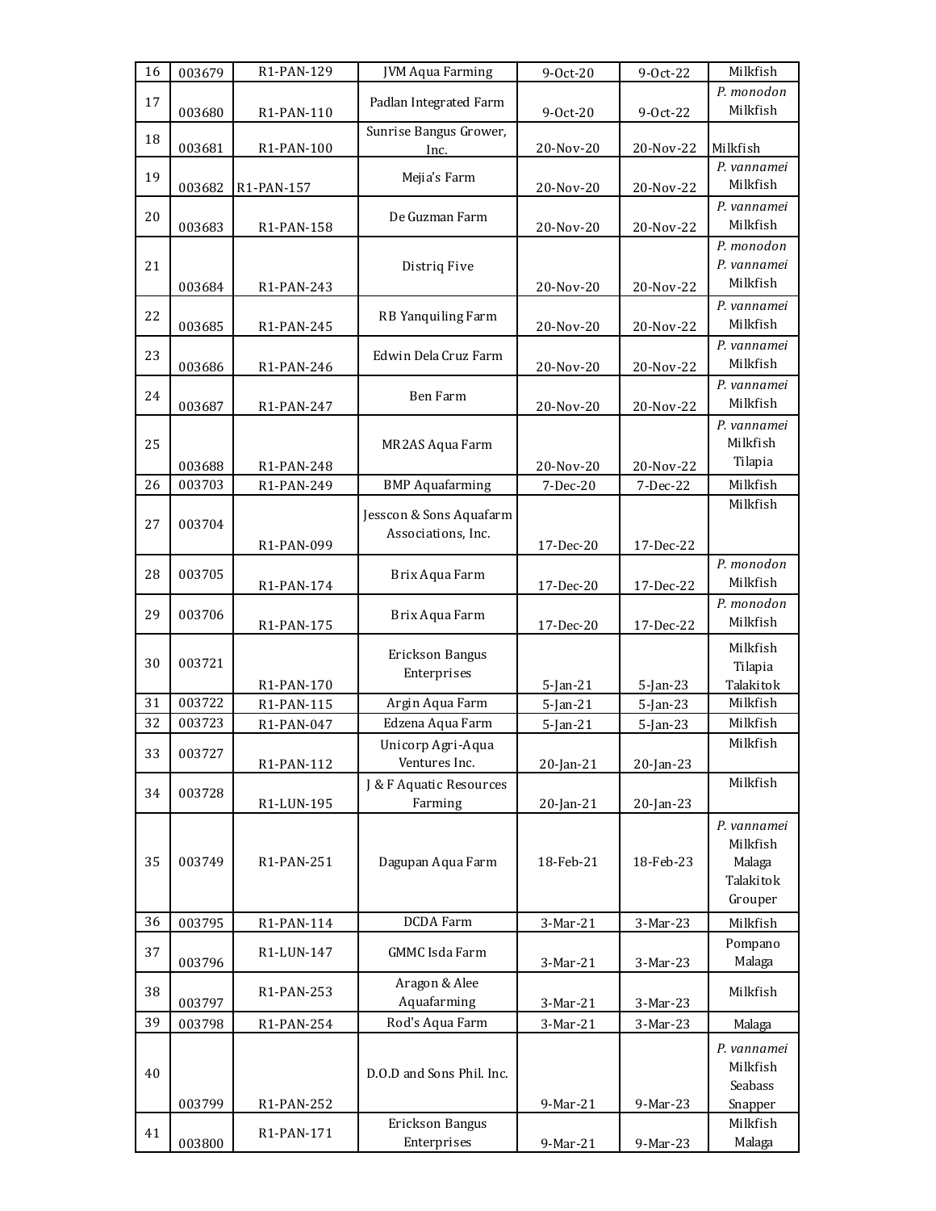| 16 | 003679 | R1-PAN-129 | JVM Aqua Farming | 9-Oct-20 | 9-Oct-22 | Milkfish |
|---|---|---|---|---|---|---|
| 17 | 003680 | R1-PAN-110 | Padlan Integrated Farm | 9-Oct-20 | 9-Oct-22 | *P. monodon* Milkfish |
| 18 | 003681 | R1-PAN-100 | Sunrise Bangus Grower, Inc. | 20-Nov-20 | 20-Nov-22 | Milkfish |
| 19 | 003682 | R1-PAN-157 | Mejia's Farm | 20-Nov-20 | 20-Nov-22 | *P. vannamei* Milkfish |
| 20 | 003683 | R1-PAN-158 | De Guzman Farm | 20-Nov-20 | 20-Nov-22 | *P. vannamei* Milkfish |
| 21 | 003684 | R1-PAN-243 | Distriq Five | 20-Nov-20 | 20-Nov-22 | *P. monodon* *P. vannamei* Milkfish |
| 22 | 003685 | R1-PAN-245 | RB Yanquiling Farm | 20-Nov-20 | 20-Nov-22 | *P. vannamei* Milkfish |
| 23 | 003686 | R1-PAN-246 | Edwin Dela Cruz Farm | 20-Nov-20 | 20-Nov-22 | *P. vannamei* Milkfish |
| 24 | 003687 | R1-PAN-247 | Ben Farm | 20-Nov-20 | 20-Nov-22 | *P. vannamei* Milkfish |
| 25 | 003688 | R1-PAN-248 | MR2AS Aqua Farm | 20-Nov-20 | 20-Nov-22 | *P. vannamei* Milkfish Tilapia |
| 26 | 003703 | R1-PAN-249 | BMP Aquafarming | 7-Dec-20 | 7-Dec-22 | Milkfish |
| 27 | 003704 | R1-PAN-099 | Jesscon & Sons Aquafarm Associations, Inc. | 17-Dec-20 | 17-Dec-22 | Milkfish |
| 28 | 003705 | R1-PAN-174 | Brix Aqua Farm | 17-Dec-20 | 17-Dec-22 | *P. monodon* Milkfish |
| 29 | 003706 | R1-PAN-175 | Brix Aqua Farm | 17-Dec-20 | 17-Dec-22 | *P. monodon* Milkfish |
| 30 | 003721 | R1-PAN-170 | Erickson Bangus Enterprises | 5-Jan-21 | 5-Jan-23 | Milkfish Tilapia Talakitok |
| 31 | 003722 | R1-PAN-115 | Argin Aqua Farm | 5-Jan-21 | 5-Jan-23 | Milkfish |
| 32 | 003723 | R1-PAN-047 | Edzena Aqua Farm | 5-Jan-21 | 5-Jan-23 | Milkfish |
| 33 | 003727 | R1-PAN-112 | Unicorp Agri-Aqua Ventures Inc. | 20-Jan-21 | 20-Jan-23 | Milkfish |
| 34 | 003728 | R1-LUN-195 | J & F Aquatic Resources Farming | 20-Jan-21 | 20-Jan-23 | Milkfish |
| 35 | 003749 | R1-PAN-251 | Dagupan Aqua Farm | 18-Feb-21 | 18-Feb-23 | *P. vannamei* Milkfish Malaga Talakitok Grouper |
| 36 | 003795 | R1-PAN-114 | DCDA Farm | 3-Mar-21 | 3-Mar-23 | Milkfish |
| 37 | 003796 | R1-LUN-147 | GMMC Isda Farm | 3-Mar-21 | 3-Mar-23 | Pompano Malaga |
| 38 | 003797 | R1-PAN-253 | Aragon & Alee Aquafarming | 3-Mar-21 | 3-Mar-23 | Milkfish |
| 39 | 003798 | R1-PAN-254 | Rod's Aqua Farm | 3-Mar-21 | 3-Mar-23 | Malaga |
| 40 | 003799 | R1-PAN-252 | D.O.D and Sons Phil. Inc. | 9-Mar-21 | 9-Mar-23 | *P. vannamei* Milkfish Seabass Snapper |
| 41 | 003800 | R1-PAN-171 | Erickson Bangus Enterprises | 9-Mar-21 | 9-Mar-23 | Milkfish Malaga |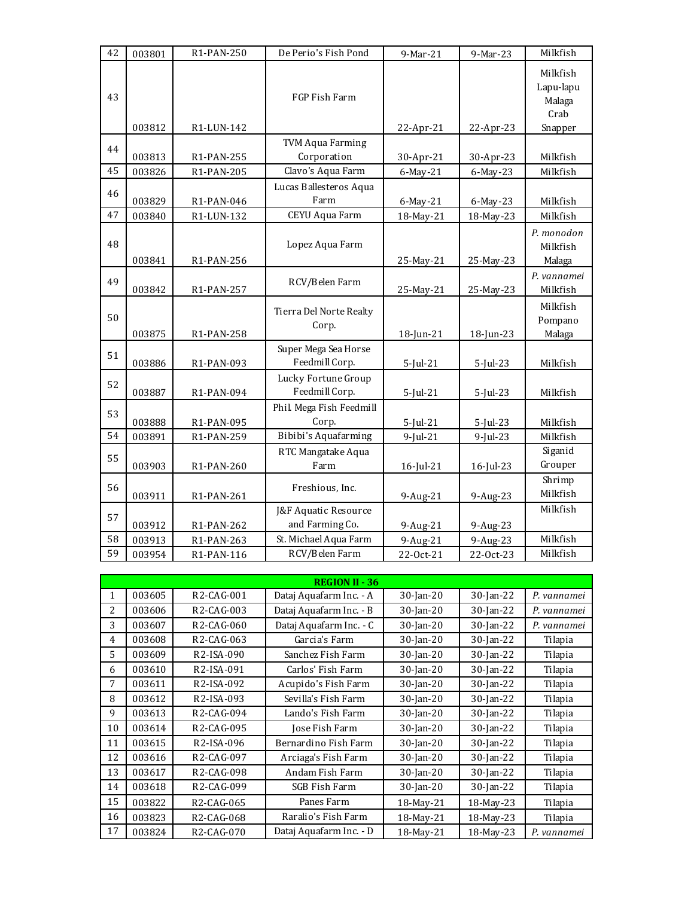| | | | | | | |
|---|---|---|---|---|---|---|
| 42 | 003801 | R1-PAN-250 | De Perio's Fish Pond | 9-Mar-21 | 9-Mar-23 | Milkfish |
| 43 | 003812 | R1-LUN-142 | FGP Fish Farm | 22-Apr-21 | 22-Apr-23 | Milkfish<br>Lapu-lapu<br>Malaga<br>Crab<br>Snapper |
| 44 | 003813 | R1-PAN-255 | TVM Aqua Farming Corporation | 30-Apr-21 | 30-Apr-23 | Milkfish |
| 45 | 003826 | R1-PAN-205 | Clavo's Aqua Farm | 6-May-21 | 6-May-23 | Milkfish |
| 46 | 003829 | R1-PAN-046 | Lucas Ballesteros Aqua Farm | 6-May-21 | 6-May-23 | Milkfish |
| 47 | 003840 | R1-LUN-132 | CEYU Aqua Farm | 18-May-21 | 18-May-23 | Milkfish |
| 48 | 003841 | R1-PAN-256 | Lopez Aqua Farm | 25-May-21 | 25-May-23 | *P. monodon*<br>Milkfish<br>Malaga |
| 49 | 003842 | R1-PAN-257 | RCV/Belen Farm | 25-May-21 | 25-May-23 | *P. vannamei*<br>Milkfish |
| 50 | 003875 | R1-PAN-258 | Tierra Del Norte Realty Corp. | 18-Jun-21 | 18-Jun-23 | Milkfish<br>Pompano<br>Malaga |
| 51 | 003886 | R1-PAN-093 | Super Mega Sea Horse Feedmill Corp. | 5-Jul-21 | 5-Jul-23 | Milkfish |
| 52 | 003887 | R1-PAN-094 | Lucky Fortune Group Feedmill Corp. | 5-Jul-21 | 5-Jul-23 | Milkfish |
| 53 | 003888 | R1-PAN-095 | Phil. Mega Fish Feedmill Corp. | 5-Jul-21 | 5-Jul-23 | Milkfish |
| 54 | 003891 | R1-PAN-259 | Bibibi's Aquafarming | 9-Jul-21 | 9-Jul-23 | Milkfish |
| 55 | 003903 | R1-PAN-260 | RTC Mangatake Aqua Farm | 16-Jul-21 | 16-Jul-23 | Siganid<br>Grouper |
| 56 | 003911 | R1-PAN-261 | Freshious, Inc. | 9-Aug-21 | 9-Aug-23 | Shrimp<br>Milkfish |
| 57 | 003912 | R1-PAN-262 | J&F Aquatic Resource and Farming Co. | 9-Aug-21 | 9-Aug-23 | Milkfish |
| 58 | 003913 | R1-PAN-263 | St. Michael Aqua Farm | 9-Aug-21 | 9-Aug-23 | Milkfish |
| 59 | 003954 | R1-PAN-116 | RCV/Belen Farm | 22-Oct-21 | 22-Oct-23 | Milkfish |

| **REGION II - 36** | | | | | | |
|---|---|---|---|---|---|---|
| 1 | 003605 | R2-CAG-001 | Dataj Aquafarm Inc. - A | 30-Jan-20 | 30-Jan-22 | *P. vannamei* |
| 2 | 003606 | R2-CAG-003 | Dataj Aquafarm Inc. - B | 30-Jan-20 | 30-Jan-22 | *P. vannamei* |
| 3 | 003607 | R2-CAG-060 | Dataj Aquafarm Inc. - C | 30-Jan-20 | 30-Jan-22 | *P. vannamei* |
| 4 | 003608 | R2-CAG-063 | Garcia's Farm | 30-Jan-20 | 30-Jan-22 | Tilapia |
| 5 | 003609 | R2-ISA-090 | Sanchez Fish Farm | 30-Jan-20 | 30-Jan-22 | Tilapia |
| 6 | 003610 | R2-ISA-091 | Carlos' Fish Farm | 30-Jan-20 | 30-Jan-22 | Tilapia |
| 7 | 003611 | R2-ISA-092 | Acupido's Fish Farm | 30-Jan-20 | 30-Jan-22 | Tilapia |
| 8 | 003612 | R2-ISA-093 | Sevilla's Fish Farm | 30-Jan-20 | 30-Jan-22 | Tilapia |
| 9 | 003613 | R2-CAG-094 | Lando's Fish Farm | 30-Jan-20 | 30-Jan-22 | Tilapia |
| 10 | 003614 | R2-CAG-095 | Jose Fish Farm | 30-Jan-20 | 30-Jan-22 | Tilapia |
| 11 | 003615 | R2-ISA-096 | Bernardino Fish Farm | 30-Jan-20 | 30-Jan-22 | Tilapia |
| 12 | 003616 | R2-CAG-097 | Arciaga's Fish Farm | 30-Jan-20 | 30-Jan-22 | Tilapia |
| 13 | 003617 | R2-CAG-098 | Andam Fish Farm | 30-Jan-20 | 30-Jan-22 | Tilapia |
| 14 | 003618 | R2-CAG-099 | SGB Fish Farm | 30-Jan-20 | 30-Jan-22 | Tilapia |
| 15 | 003822 | R2-CAG-065 | Panes Farm | 18-May-21 | 18-May-23 | Tilapia |
| 16 | 003823 | R2-CAG-068 | Raralio's Fish Farm | 18-May-21 | 18-May-23 | Tilapia |
| 17 | 003824 | R2-CAG-070 | Dataj Aquafarm Inc. - D | 18-May-21 | 18-May-23 | *P. vannamei* |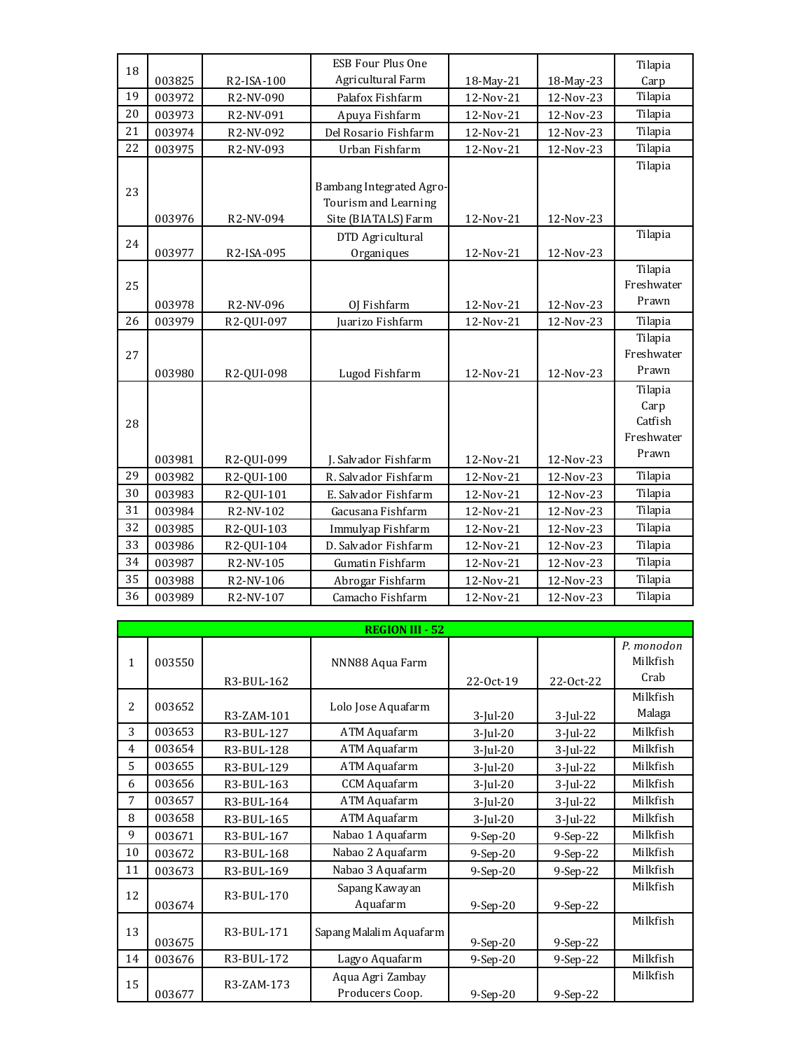| | | | | | | |
|---|---|---|---|---|---|---|
| 18 | 003825 | R2-ISA-100 | ESB Four Plus One Agricultural Farm | 18-May-21 | 18-May-23 | Tilapia<br>Carp |
| 19 | 003972 | R2-NV-090 | Palafox Fishfarm | 12-Nov-21 | 12-Nov-23 | Tilapia |
| 20 | 003973 | R2-NV-091 | Apuya Fishfarm | 12-Nov-21 | 12-Nov-23 | Tilapia |
| 21 | 003974 | R2-NV-092 | Del Rosario Fishfarm | 12-Nov-21 | 12-Nov-23 | Tilapia |
| 22 | 003975 | R2-NV-093 | Urban Fishfarm | 12-Nov-21 | 12-Nov-23 | Tilapia |
| 23 | 003976 | R2-NV-094 | Bambang Integrated Agro-Tourism and Learning Site (BIATALS) Farm | 12-Nov-21 | 12-Nov-23 | Tilapia |
| 24 | 003977 | R2-ISA-095 | DTD Agricultural Organiques | 12-Nov-21 | 12-Nov-23 | Tilapia |
| 25 | 003978 | R2-NV-096 | OJ Fishfarm | 12-Nov-21 | 12-Nov-23 | Tilapia<br>Freshwater Prawn |
| 26 | 003979 | R2-QUI-097 | Juarizo Fishfarm | 12-Nov-21 | 12-Nov-23 | Tilapia |
| 27 | 003980 | R2-QUI-098 | Lugod Fishfarm | 12-Nov-21 | 12-Nov-23 | Tilapia<br>Freshwater Prawn |
| 28 | 003981 | R2-QUI-099 | J. Salvador Fishfarm | 12-Nov-21 | 12-Nov-23 | Tilapia<br>Carp<br>Catfish<br>Freshwater Prawn |
| 29 | 003982 | R2-QUI-100 | R. Salvador Fishfarm | 12-Nov-21 | 12-Nov-23 | Tilapia |
| 30 | 003983 | R2-QUI-101 | E. Salvador Fishfarm | 12-Nov-21 | 12-Nov-23 | Tilapia |
| 31 | 003984 | R2-NV-102 | Gacusana Fishfarm | 12-Nov-21 | 12-Nov-23 | Tilapia |
| 32 | 003985 | R2-QUI-103 | Immulyap Fishfarm | 12-Nov-21 | 12-Nov-23 | Tilapia |
| 33 | 003986 | R2-QUI-104 | D. Salvador Fishfarm | 12-Nov-21 | 12-Nov-23 | Tilapia |
| 34 | 003987 | R2-NV-105 | Gumatin Fishfarm | 12-Nov-21 | 12-Nov-23 | Tilapia |
| 35 | 003988 | R2-NV-106 | Abrogar Fishfarm | 12-Nov-21 | 12-Nov-23 | Tilapia |
| 36 | 003989 | R2-NV-107 | Camacho Fishfarm | 12-Nov-21 | 12-Nov-23 | Tilapia |

| **REGION III - 52** | | | | | | |
|---|---|---|---|---|---|---|
| 1 | 003550 | R3-BUL-162 | NNN88 Aqua Farm | 22-Oct-19 | 22-Oct-22 | *P. monodon*<br>Milkfish<br>Crab |
| 2 | 003652 | R3-ZAM-101 | Lolo Jose Aquafarm | 3-Jul-20 | 3-Jul-22 | Milkfish<br>Malaga |
| 3 | 003653 | R3-BUL-127 | ATM Aquafarm | 3-Jul-20 | 3-Jul-22 | Milkfish |
| 4 | 003654 | R3-BUL-128 | ATM Aquafarm | 3-Jul-20 | 3-Jul-22 | Milkfish |
| 5 | 003655 | R3-BUL-129 | ATM Aquafarm | 3-Jul-20 | 3-Jul-22 | Milkfish |
| 6 | 003656 | R3-BUL-163 | CCM Aquafarm | 3-Jul-20 | 3-Jul-22 | Milkfish |
| 7 | 003657 | R3-BUL-164 | ATM Aquafarm | 3-Jul-20 | 3-Jul-22 | Milkfish |
| 8 | 003658 | R3-BUL-165 | ATM Aquafarm | 3-Jul-20 | 3-Jul-22 | Milkfish |
| 9 | 003671 | R3-BUL-167 | Nabao 1 Aquafarm | 9-Sep-20 | 9-Sep-22 | Milkfish |
| 10 | 003672 | R3-BUL-168 | Nabao 2 Aquafarm | 9-Sep-20 | 9-Sep-22 | Milkfish |
| 11 | 003673 | R3-BUL-169 | Nabao 3 Aquafarm | 9-Sep-20 | 9-Sep-22 | Milkfish |
| 12 | 003674 | R3-BUL-170 | Sapang Kawayan Aquafarm | 9-Sep-20 | 9-Sep-22 | Milkfish |
| 13 | 003675 | R3-BUL-171 | Sapang Malalim Aquafarm | 9-Sep-20 | 9-Sep-22 | Milkfish |
| 14 | 003676 | R3-BUL-172 | Lagyo Aquafarm | 9-Sep-20 | 9-Sep-22 | Milkfish |
| 15 | 003677 | R3-ZAM-173 | Aqua Agri Zambay Producers Coop. | 9-Sep-20 | 9-Sep-22 | Milkfish |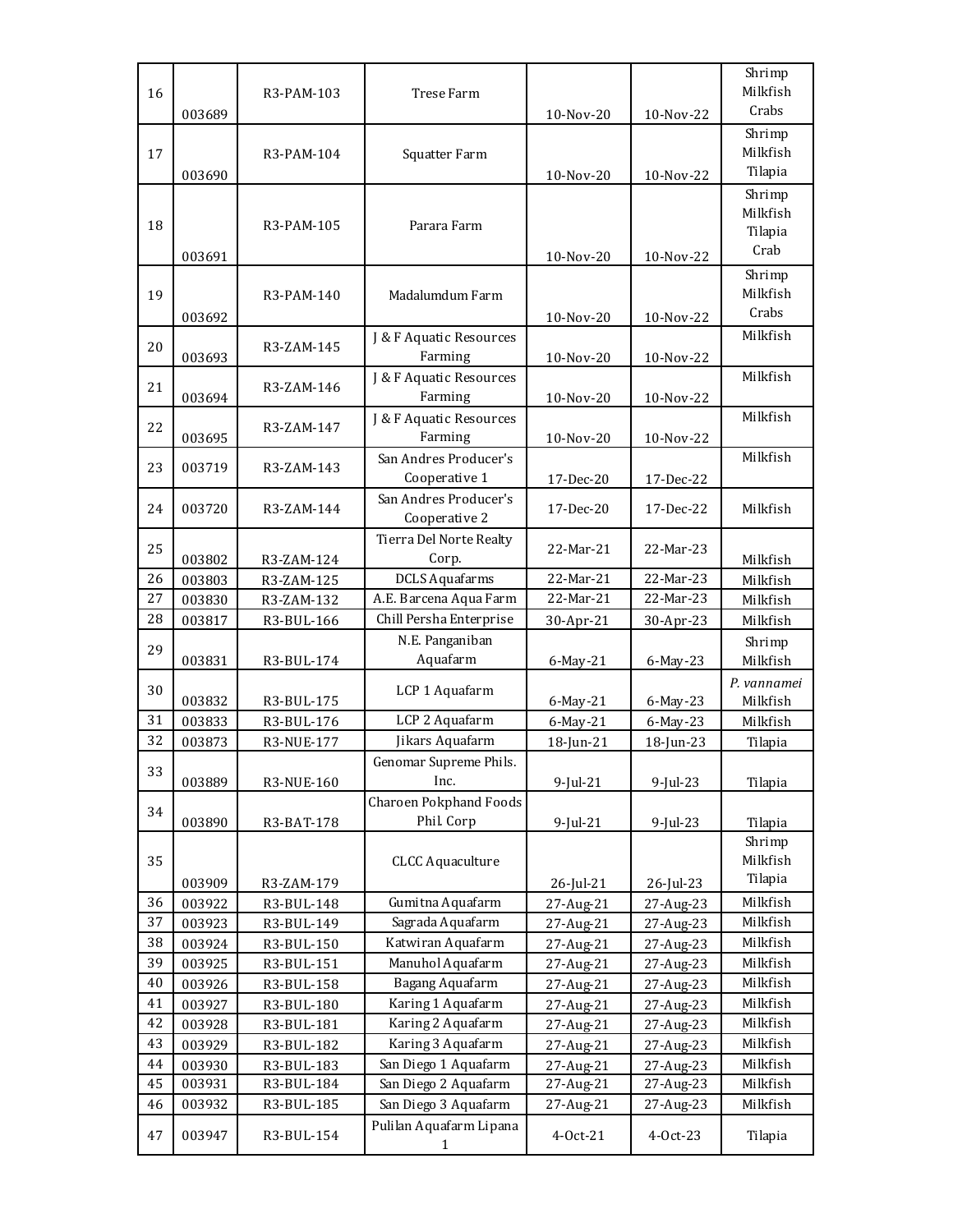| | | | | | | |
|---|---|---|---|---|---|---|
| 16 | 003689 | R3-PAM-103 | Trese Farm | 10-Nov-20 | 10-Nov-22 | Shrimp<br>Milkfish<br>Crabs |
| 17 | 003690 | R3-PAM-104 | Squatter Farm | 10-Nov-20 | 10-Nov-22 | Shrimp<br>Milkfish<br>Tilapia |
| 18 | 003691 | R3-PAM-105 | Parara Farm | 10-Nov-20 | 10-Nov-22 | Shrimp<br>Milkfish<br>Tilapia<br>Crab |
| 19 | 003692 | R3-PAM-140 | Madalumdum Farm | 10-Nov-20 | 10-Nov-22 | Shrimp<br>Milkfish<br>Crabs |
| 20 | 003693 | R3-ZAM-145 | J & F Aquatic Resources Farming | 10-Nov-20 | 10-Nov-22 | Milkfish |
| 21 | 003694 | R3-ZAM-146 | J & F Aquatic Resources Farming | 10-Nov-20 | 10-Nov-22 | Milkfish |
| 22 | 003695 | R3-ZAM-147 | J & F Aquatic Resources Farming | 10-Nov-20 | 10-Nov-22 | Milkfish |
| 23 | 003719 | R3-ZAM-143 | San Andres Producer's Cooperative 1 | 17-Dec-20 | 17-Dec-22 | Milkfish |
| 24 | 003720 | R3-ZAM-144 | San Andres Producer's Cooperative 2 | 17-Dec-20 | 17-Dec-22 | Milkfish |
| 25 | 003802 | R3-ZAM-124 | Tierra Del Norte Realty Corp. | 22-Mar-21 | 22-Mar-23 | Milkfish |
| 26 | 003803 | R3-ZAM-125 | DCLS Aquafarms | 22-Mar-21 | 22-Mar-23 | Milkfish |
| 27 | 003830 | R3-ZAM-132 | A.E. Barcena Aqua Farm | 22-Mar-21 | 22-Mar-23 | Milkfish |
| 28 | 003817 | R3-BUL-166 | Chill Persha Enterprise | 30-Apr-21 | 30-Apr-23 | Milkfish |
| 29 | 003831 | R3-BUL-174 | N.E. Panganiban Aquafarm | 6-May-21 | 6-May-23 | Shrimp<br>Milkfish |
| 30 | 003832 | R3-BUL-175 | LCP 1 Aquafarm | 6-May-21 | 6-May-23 | *P. vannamei*<br>Milkfish |
| 31 | 003833 | R3-BUL-176 | LCP 2 Aquafarm | 6-May-21 | 6-May-23 | Milkfish |
| 32 | 003873 | R3-NUE-177 | Jikars Aquafarm | 18-Jun-21 | 18-Jun-23 | Tilapia |
| 33 | 003889 | R3-NUE-160 | Genomar Supreme Phils. Inc. | 9-Jul-21 | 9-Jul-23 | Tilapia |
| 34 | 003890 | R3-BAT-178 | Charoen Pokphand Foods Phil. Corp | 9-Jul-21 | 9-Jul-23 | Tilapia |
| 35 | 003909 | R3-ZAM-179 | CLCC Aquaculture | 26-Jul-21 | 26-Jul-23 | Shrimp<br>Milkfish<br>Tilapia |
| 36 | 003922 | R3-BUL-148 | Gumitna Aquafarm | 27-Aug-21 | 27-Aug-23 | Milkfish |
| 37 | 003923 | R3-BUL-149 | Sagrada Aquafarm | 27-Aug-21 | 27-Aug-23 | Milkfish |
| 38 | 003924 | R3-BUL-150 | Katwiran Aquafarm | 27-Aug-21 | 27-Aug-23 | Milkfish |
| 39 | 003925 | R3-BUL-151 | Manuhol Aquafarm | 27-Aug-21 | 27-Aug-23 | Milkfish |
| 40 | 003926 | R3-BUL-158 | Bagang Aquafarm | 27-Aug-21 | 27-Aug-23 | Milkfish |
| 41 | 003927 | R3-BUL-180 | Karing 1 Aquafarm | 27-Aug-21 | 27-Aug-23 | Milkfish |
| 42 | 003928 | R3-BUL-181 | Karing 2 Aquafarm | 27-Aug-21 | 27-Aug-23 | Milkfish |
| 43 | 003929 | R3-BUL-182 | Karing 3 Aquafarm | 27-Aug-21 | 27-Aug-23 | Milkfish |
| 44 | 003930 | R3-BUL-183 | San Diego 1 Aquafarm | 27-Aug-21 | 27-Aug-23 | Milkfish |
| 45 | 003931 | R3-BUL-184 | San Diego 2 Aquafarm | 27-Aug-21 | 27-Aug-23 | Milkfish |
| 46 | 003932 | R3-BUL-185 | San Diego 3 Aquafarm | 27-Aug-21 | 27-Aug-23 | Milkfish |
| 47 | 003947 | R3-BUL-154 | Pulilan Aquafarm Lipana 1 | 4-Oct-21 | 4-Oct-23 | Tilapia |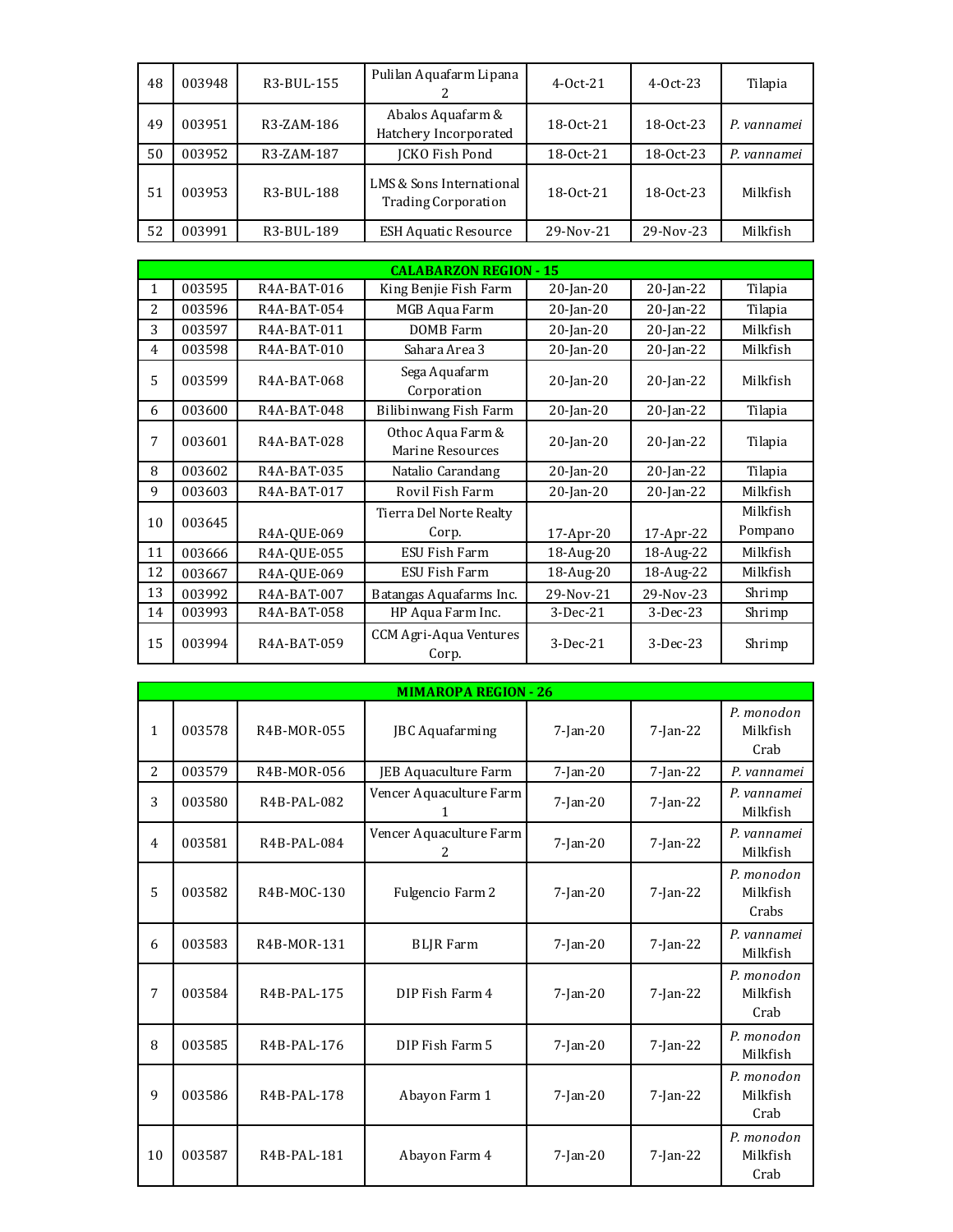| 48 | 003948 | R3-BUL-155 | Pulilan Aquafarm Lipana 2 | 4-Oct-21 | 4-Oct-23 | Tilapia |
|---|---|---|---|---|---|---|
| 49 | 003951 | R3-ZAM-186 | Abalos Aquafarm & Hatchery Incorporated | 18-Oct-21 | 18-Oct-23 | *P. vannamei* |
| 50 | 003952 | R3-ZAM-187 | JCKO Fish Pond | 18-Oct-21 | 18-Oct-23 | *P. vannamei* |
| 51 | 003953 | R3-BUL-188 | LMS & Sons International Trading Corporation | 18-Oct-21 | 18-Oct-23 | Milkfish |
| 52 | 003991 | R3-BUL-189 | ESH Aquatic Resource | 29-Nov-21 | 29-Nov-23 | Milkfish |

| **CALABARZON REGION - 15** | | | | | | |
|---|---|---|---|---|---|---|
| 1 | 003595 | R4A-BAT-016 | King Benjie Fish Farm | 20-Jan-20 | 20-Jan-22 | Tilapia |
| 2 | 003596 | R4A-BAT-054 | MGB Aqua Farm | 20-Jan-20 | 20-Jan-22 | Tilapia |
| 3 | 003597 | R4A-BAT-011 | DOMB Farm | 20-Jan-20 | 20-Jan-22 | Milkfish |
| 4 | 003598 | R4A-BAT-010 | Sahara Area 3 | 20-Jan-20 | 20-Jan-22 | Milkfish |
| 5 | 003599 | R4A-BAT-068 | Sega Aquafarm Corporation | 20-Jan-20 | 20-Jan-22 | Milkfish |
| 6 | 003600 | R4A-BAT-048 | Bilibinwang Fish Farm | 20-Jan-20 | 20-Jan-22 | Tilapia |
| 7 | 003601 | R4A-BAT-028 | Othoc Aqua Farm & Marine Resources | 20-Jan-20 | 20-Jan-22 | Tilapia |
| 8 | 003602 | R4A-BAT-035 | Natalio Carandang | 20-Jan-20 | 20-Jan-22 | Tilapia |
| 9 | 003603 | R4A-BAT-017 | Rovil Fish Farm | 20-Jan-20 | 20-Jan-22 | Milkfish |
| 10 | 003645 | R4A-QUE-069 | Tierra Del Norte Realty Corp. | 17-Apr-20 | 17-Apr-22 | Milkfish Pompano |
| 11 | 003666 | R4A-QUE-055 | ESU Fish Farm | 18-Aug-20 | 18-Aug-22 | Milkfish |
| 12 | 003667 | R4A-QUE-069 | ESU Fish Farm | 18-Aug-20 | 18-Aug-22 | Milkfish |
| 13 | 003992 | R4A-BAT-007 | Batangas Aquafarms Inc. | 29-Nov-21 | 29-Nov-23 | Shrimp |
| 14 | 003993 | R4A-BAT-058 | HP Aqua Farm Inc. | 3-Dec-21 | 3-Dec-23 | Shrimp |
| 15 | 003994 | R4A-BAT-059 | CCM Agri-Aqua Ventures Corp. | 3-Dec-21 | 3-Dec-23 | Shrimp |

| **MIMAROPA REGION - 26** | | | | | | |
|---|---|---|---|---|---|---|
| 1 | 003578 | R4B-MOR-055 | JBC Aquafarming | 7-Jan-20 | 7-Jan-22 | *P. monodon* Milkfish Crab |
| 2 | 003579 | R4B-MOR-056 | JEB Aquaculture Farm | 7-Jan-20 | 7-Jan-22 | *P. vannamei* |
| 3 | 003580 | R4B-PAL-082 | Vencer Aquaculture Farm 1 | 7-Jan-20 | 7-Jan-22 | *P. vannamei* Milkfish |
| 4 | 003581 | R4B-PAL-084 | Vencer Aquaculture Farm 2 | 7-Jan-20 | 7-Jan-22 | *P. vannamei* Milkfish |
| 5 | 003582 | R4B-MOC-130 | Fulgencio Farm 2 | 7-Jan-20 | 7-Jan-22 | *P. monodon* Milkfish Crabs |
| 6 | 003583 | R4B-MOR-131 | BLJR Farm | 7-Jan-20 | 7-Jan-22 | *P. vannamei* Milkfish |
| 7 | 003584 | R4B-PAL-175 | DIP Fish Farm 4 | 7-Jan-20 | 7-Jan-22 | *P. monodon* Milkfish Crab |
| 8 | 003585 | R4B-PAL-176 | DIP Fish Farm 5 | 7-Jan-20 | 7-Jan-22 | *P. monodon* Milkfish |
| 9 | 003586 | R4B-PAL-178 | Abayon Farm 1 | 7-Jan-20 | 7-Jan-22 | *P. monodon* Milkfish Crab |
| 10 | 003587 | R4B-PAL-181 | Abayon Farm 4 | 7-Jan-20 | 7-Jan-22 | *P. monodon* Milkfish Crab |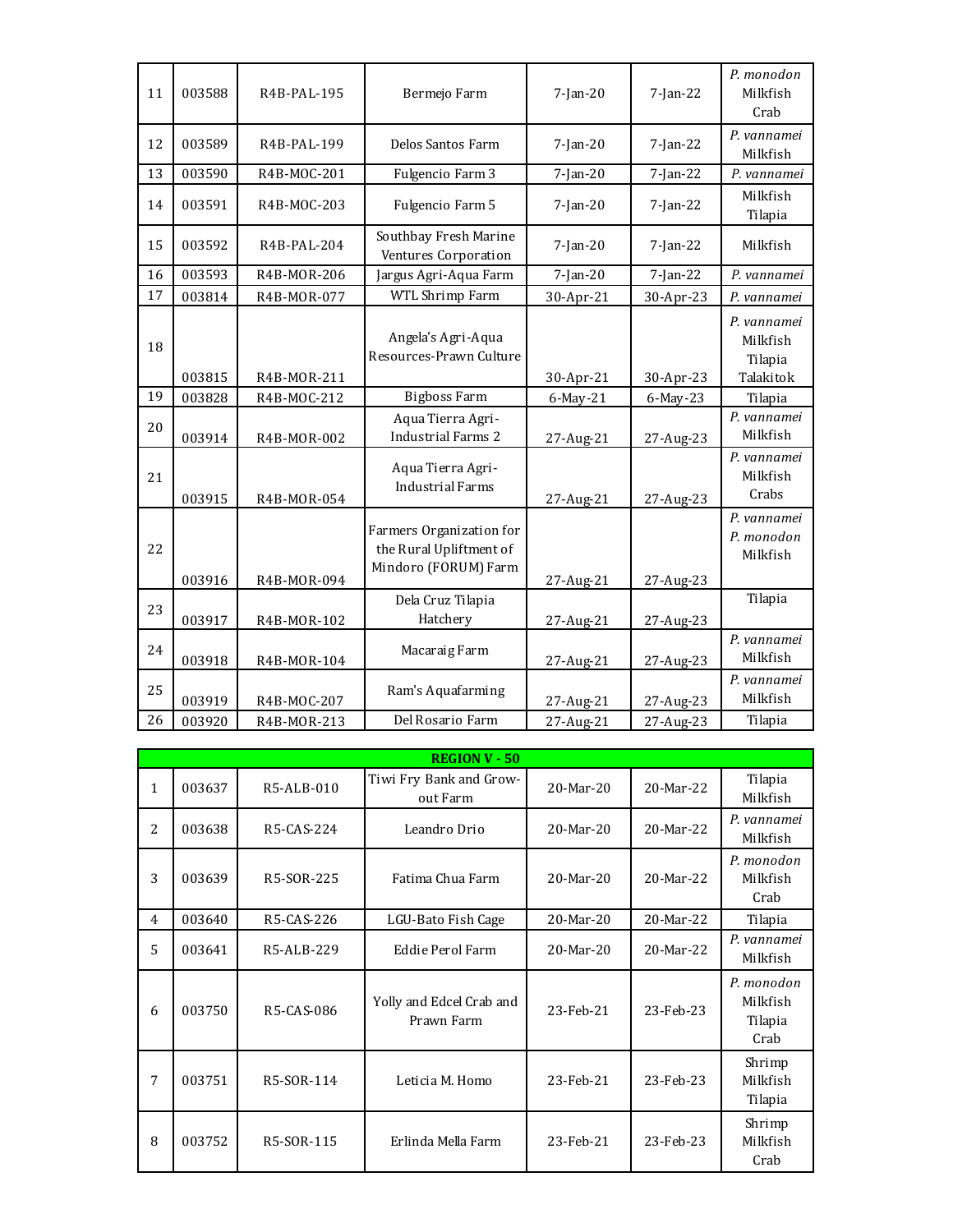| | | | | | | |
|---|---|---|---|---|---|---|
| 11 | 003588 | R4B-PAL-195 | Bermejo Farm | 7-Jan-20 | 7-Jan-22 | *P. monodon* Milkfish Crab |
| 12 | 003589 | R4B-PAL-199 | Delos Santos Farm | 7-Jan-20 | 7-Jan-22 | *P. vannamei* Milkfish |
| 13 | 003590 | R4B-MOC-201 | Fulgencio Farm 3 | 7-Jan-20 | 7-Jan-22 | *P. vannamei* |
| 14 | 003591 | R4B-MOC-203 | Fulgencio Farm 5 | 7-Jan-20 | 7-Jan-22 | Milkfish Tilapia |
| 15 | 003592 | R4B-PAL-204 | Southbay Fresh Marine Ventures Corporation | 7-Jan-20 | 7-Jan-22 | Milkfish |
| 16 | 003593 | R4B-MOR-206 | Jargus Agri-Aqua Farm | 7-Jan-20 | 7-Jan-22 | *P. vannamei* |
| 17 | 003814 | R4B-MOR-077 | WTL Shrimp Farm | 30-Apr-21 | 30-Apr-23 | *P. vannamei* |
| 18 | 003815 | R4B-MOR-211 | Angela's Agri-Aqua Resources-Prawn Culture | 30-Apr-21 | 30-Apr-23 | *P. vannamei* Milkfish Tilapia Talakitok |
| 19 | 003828 | R4B-MOC-212 | Bigboss Farm | 6-May-21 | 6-May-23 | Tilapia |
| 20 | 003914 | R4B-MOR-002 | Aqua Tierra Agri-Industrial Farms 2 | 27-Aug-21 | 27-Aug-23 | *P. vannamei* Milkfish |
| 21 | 003915 | R4B-MOR-054 | Aqua Tierra Agri-Industrial Farms | 27-Aug-21 | 27-Aug-23 | *P. vannamei* Milkfish Crabs |
| 22 | 003916 | R4B-MOR-094 | Farmers Organization for the Rural Upliftment of Mindoro (FORUM) Farm | 27-Aug-21 | 27-Aug-23 | *P. vannamei* *P. monodon* Milkfish |
| 23 | 003917 | R4B-MOR-102 | Dela Cruz Tilapia Hatchery | 27-Aug-21 | 27-Aug-23 | Tilapia |
| 24 | 003918 | R4B-MOR-104 | Macaraig Farm | 27-Aug-21 | 27-Aug-23 | *P. vannamei* Milkfish |
| 25 | 003919 | R4B-MOC-207 | Ram's Aquafarming | 27-Aug-21 | 27-Aug-23 | *P. vannamei* Milkfish |
| 26 | 003920 | R4B-MOR-213 | Del Rosario Farm | 27-Aug-21 | 27-Aug-23 | Tilapia |

| **REGION V - 50** | | | | | | |
|---|---|---|---|---|---|---|
| 1 | 003637 | R5-ALB-010 | Tiwi Fry Bank and Grow-out Farm | 20-Mar-20 | 20-Mar-22 | Tilapia Milkfish |
| 2 | 003638 | R5-CAS-224 | Leandro Drio | 20-Mar-20 | 20-Mar-22 | *P. vannamei* Milkfish |
| 3 | 003639 | R5-SOR-225 | Fatima Chua Farm | 20-Mar-20 | 20-Mar-22 | *P. monodon* Milkfish Crab |
| 4 | 003640 | R5-CAS-226 | LGU-Bato Fish Cage | 20-Mar-20 | 20-Mar-22 | Tilapia |
| 5 | 003641 | R5-ALB-229 | Eddie Perol Farm | 20-Mar-20 | 20-Mar-22 | *P. vannamei* Milkfish |
| 6 | 003750 | R5-CAS-086 | Yolly and Edcel Crab and Prawn Farm | 23-Feb-21 | 23-Feb-23 | *P. monodon* Milkfish Tilapia Crab |
| 7 | 003751 | R5-SOR-114 | Leticia M. Homo | 23-Feb-21 | 23-Feb-23 | Shrimp Milkfish Tilapia |
| 8 | 003752 | R5-SOR-115 | Erlinda Mella Farm | 23-Feb-21 | 23-Feb-23 | Shrimp Milkfish Crab |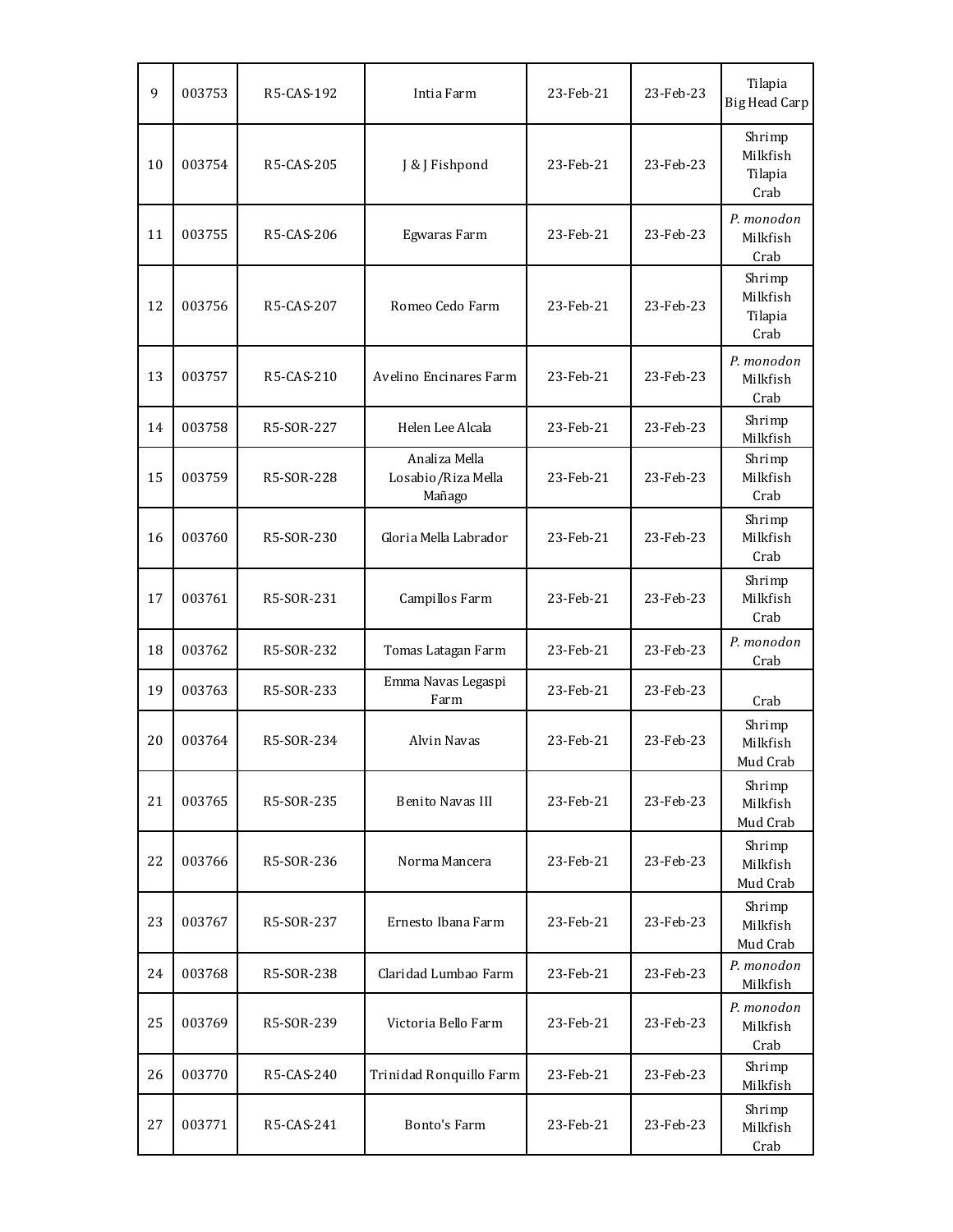| 9 | 003753 | R5-CAS-192 | Intia Farm | 23-Feb-21 | 23-Feb-23 | Tilapia<br>Big Head Carp |
|---|---|---|---|---|---|---|
| 10 | 003754 | R5-CAS-205 | J & J Fishpond | 23-Feb-21 | 23-Feb-23 | Shrimp<br>Milkfish<br>Tilapia<br>Crab |
| 11 | 003755 | R5-CAS-206 | Egwaras Farm | 23-Feb-21 | 23-Feb-23 | *P. monodon*<br>Milkfish<br>Crab |
| 12 | 003756 | R5-CAS-207 | Romeo Cedo Farm | 23-Feb-21 | 23-Feb-23 | Shrimp<br>Milkfish<br>Tilapia<br>Crab |
| 13 | 003757 | R5-CAS-210 | Avelino Encinares Farm | 23-Feb-21 | 23-Feb-23 | *P. monodon*<br>Milkfish<br>Crab |
| 14 | 003758 | R5-SOR-227 | Helen Lee Alcala | 23-Feb-21 | 23-Feb-23 | Shrimp<br>Milkfish |
| 15 | 003759 | R5-SOR-228 | Analiza Mella Losabio/Riza Mella Mañago | 23-Feb-21 | 23-Feb-23 | Shrimp<br>Milkfish<br>Crab |
| 16 | 003760 | R5-SOR-230 | Gloria Mella Labrador | 23-Feb-21 | 23-Feb-23 | Shrimp<br>Milkfish<br>Crab |
| 17 | 003761 | R5-SOR-231 | Campillos Farm | 23-Feb-21 | 23-Feb-23 | Shrimp<br>Milkfish<br>Crab |
| 18 | 003762 | R5-SOR-232 | Tomas Latagan Farm | 23-Feb-21 | 23-Feb-23 | *P. monodon*<br>Crab |
| 19 | 003763 | R5-SOR-233 | Emma Navas Legaspi Farm | 23-Feb-21 | 23-Feb-23 | Crab |
| 20 | 003764 | R5-SOR-234 | Alvin Navas | 23-Feb-21 | 23-Feb-23 | Shrimp<br>Milkfish<br>Mud Crab |
| 21 | 003765 | R5-SOR-235 | Benito Navas III | 23-Feb-21 | 23-Feb-23 | Shrimp<br>Milkfish<br>Mud Crab |
| 22 | 003766 | R5-SOR-236 | Norma Mancera | 23-Feb-21 | 23-Feb-23 | Shrimp<br>Milkfish<br>Mud Crab |
| 23 | 003767 | R5-SOR-237 | Ernesto Ibana Farm | 23-Feb-21 | 23-Feb-23 | Shrimp<br>Milkfish<br>Mud Crab |
| 24 | 003768 | R5-SOR-238 | Claridad Lumbao Farm | 23-Feb-21 | 23-Feb-23 | *P. monodon*<br>Milkfish |
| 25 | 003769 | R5-SOR-239 | Victoria Bello Farm | 23-Feb-21 | 23-Feb-23 | *P. monodon*<br>Milkfish<br>Crab |
| 26 | 003770 | R5-CAS-240 | Trinidad Ronquillo Farm | 23-Feb-21 | 23-Feb-23 | Shrimp<br>Milkfish |
| 27 | 003771 | R5-CAS-241 | Bonto's Farm | 23-Feb-21 | 23-Feb-23 | Shrimp<br>Milkfish<br>Crab |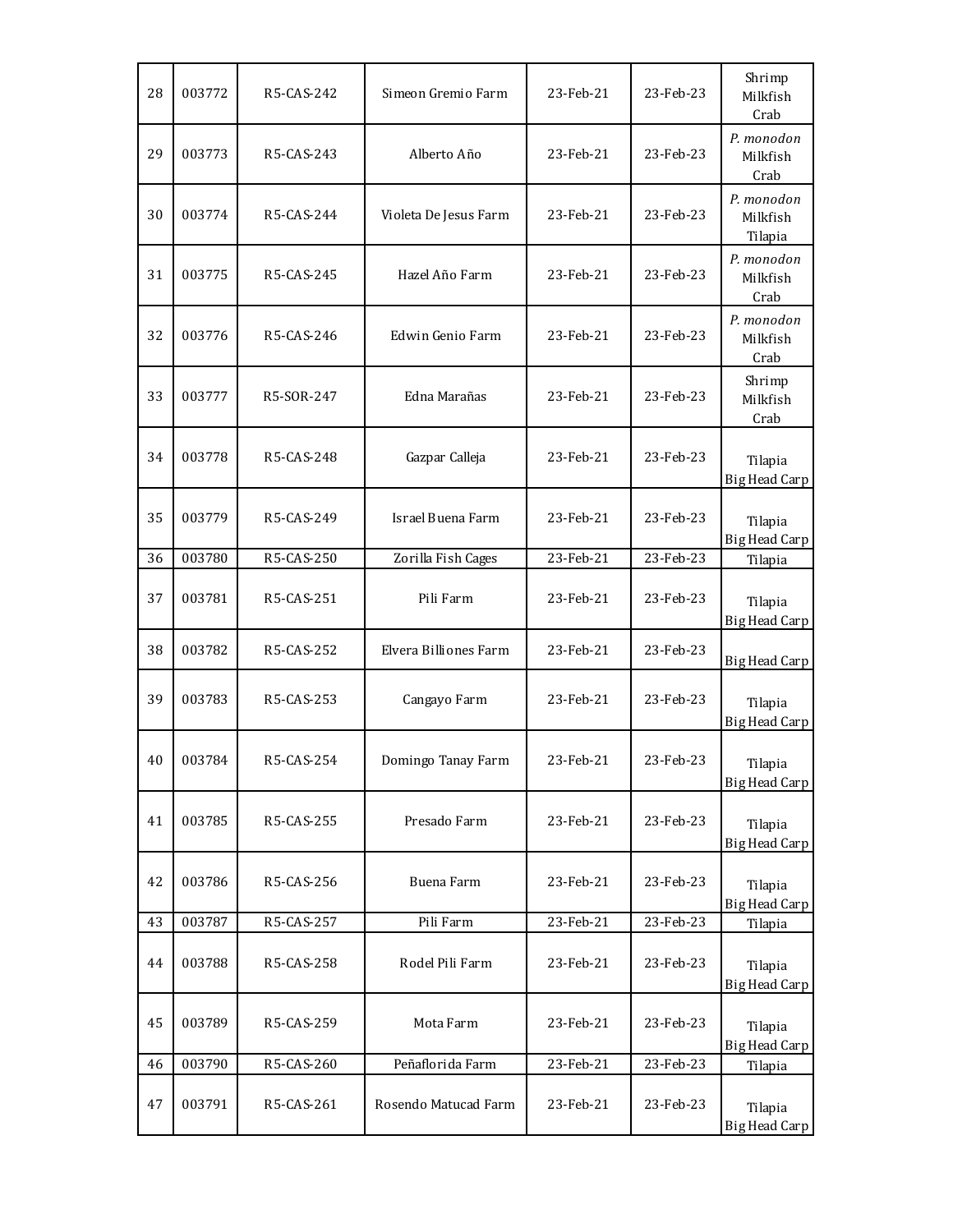| 28 | 003772 | R5-CAS-242 | Simeon Gremio Farm | 23-Feb-21 | 23-Feb-23 | Shrimp<br>Milkfish<br>Crab |
|---|---|---|---|---|---|---|
| 29 | 003773 | R5-CAS-243 | Alberto Año | 23-Feb-21 | 23-Feb-23 | *P. monodon*<br>Milkfish<br>Crab |
| 30 | 003774 | R5-CAS-244 | Violeta De Jesus Farm | 23-Feb-21 | 23-Feb-23 | *P. monodon*<br>Milkfish<br>Tilapia |
| 31 | 003775 | R5-CAS-245 | Hazel Año Farm | 23-Feb-21 | 23-Feb-23 | *P. monodon*<br>Milkfish<br>Crab |
| 32 | 003776 | R5-CAS-246 | Edwin Genio Farm | 23-Feb-21 | 23-Feb-23 | *P. monodon*<br>Milkfish<br>Crab |
| 33 | 003777 | R5-SOR-247 | Edna Marañas | 23-Feb-21 | 23-Feb-23 | Shrimp<br>Milkfish<br>Crab |
| 34 | 003778 | R5-CAS-248 | Gazpar Calleja | 23-Feb-21 | 23-Feb-23 | Tilapia<br>Big Head Carp |
| 35 | 003779 | R5-CAS-249 | Israel Buena Farm | 23-Feb-21 | 23-Feb-23 | Tilapia<br>Big Head Carp |
| 36 | 003780 | R5-CAS-250 | Zorilla Fish Cages | 23-Feb-21 | 23-Feb-23 | Tilapia |
| 37 | 003781 | R5-CAS-251 | Pili Farm | 23-Feb-21 | 23-Feb-23 | Tilapia<br>Big Head Carp |
| 38 | 003782 | R5-CAS-252 | Elvera Billiones Farm | 23-Feb-21 | 23-Feb-23 | Big Head Carp |
| 39 | 003783 | R5-CAS-253 | Cangayo Farm | 23-Feb-21 | 23-Feb-23 | Tilapia<br>Big Head Carp |
| 40 | 003784 | R5-CAS-254 | Domingo Tanay Farm | 23-Feb-21 | 23-Feb-23 | Tilapia<br>Big Head Carp |
| 41 | 003785 | R5-CAS-255 | Presado Farm | 23-Feb-21 | 23-Feb-23 | Tilapia<br>Big Head Carp |
| 42 | 003786 | R5-CAS-256 | Buena Farm | 23-Feb-21 | 23-Feb-23 | Tilapia<br>Big Head Carp |
| 43 | 003787 | R5-CAS-257 | Pili Farm | 23-Feb-21 | 23-Feb-23 | Tilapia |
| 44 | 003788 | R5-CAS-258 | Rodel Pili Farm | 23-Feb-21 | 23-Feb-23 | Tilapia<br>Big Head Carp |
| 45 | 003789 | R5-CAS-259 | Mota Farm | 23-Feb-21 | 23-Feb-23 | Tilapia<br>Big Head Carp |
| 46 | 003790 | R5-CAS-260 | Peñaflorida Farm | 23-Feb-21 | 23-Feb-23 | Tilapia |
| 47 | 003791 | R5-CAS-261 | Rosendo Matucad Farm | 23-Feb-21 | 23-Feb-23 | Tilapia<br>Big Head Carp |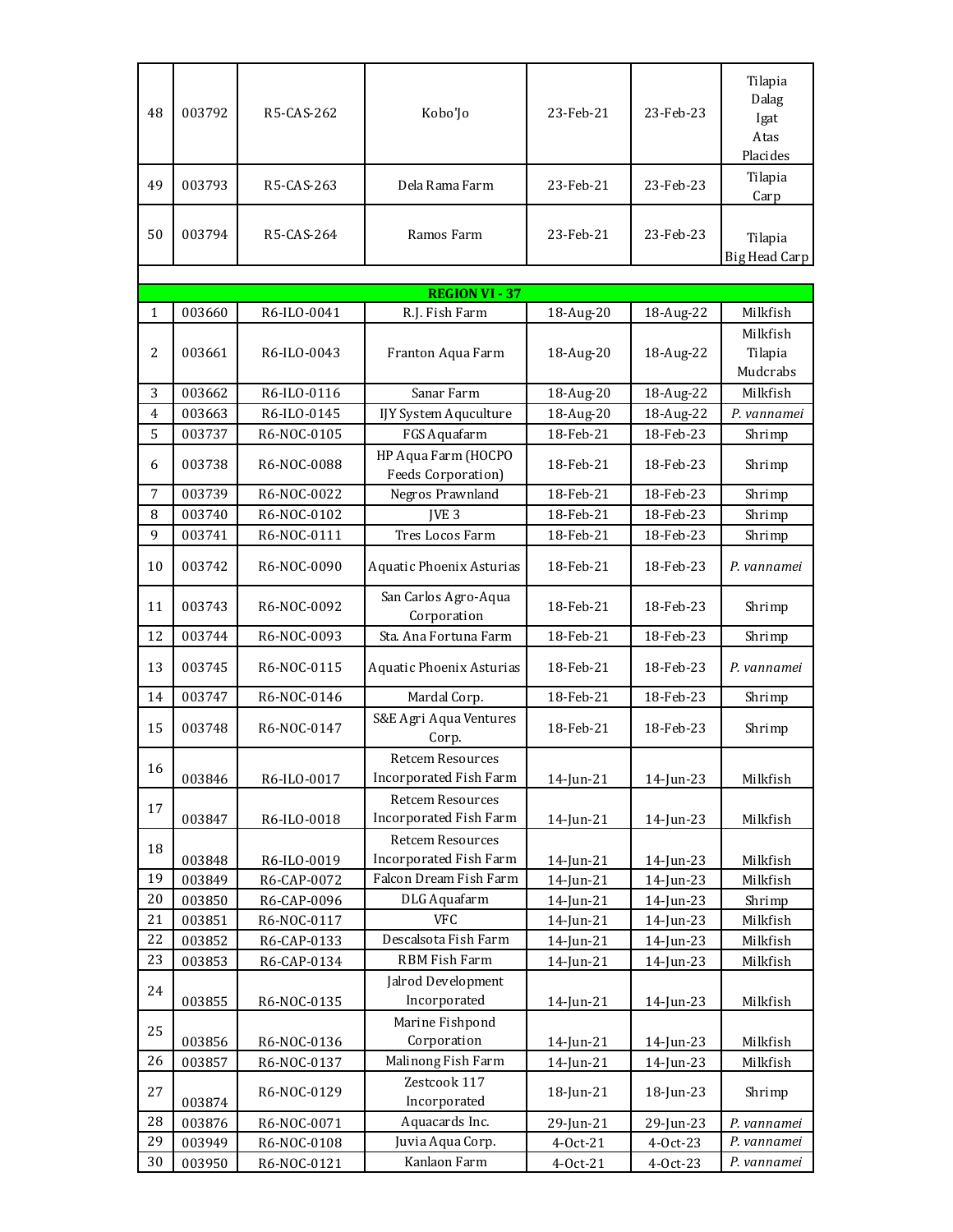| | | | | | | |
|---|---|---|---|---|---|---|
| 48 | 003792 | R5-CAS-262 | Kobo'Jo | 23-Feb-21 | 23-Feb-23 | Tilapia<br>Dalag<br>Igat<br>Atas<br>Placides |
| 49 | 003793 | R5-CAS-263 | Dela Rama Farm | 23-Feb-21 | 23-Feb-23 | Tilapia<br>Carp |
| 50 | 003794 | R5-CAS-264 | Ramos Farm | 23-Feb-21 | 23-Feb-23 | Tilapia<br>Big Head Carp |
| | | | | | | |
| | | | **REGION VI - 37** | | | |
| 1 | 003660 | R6-ILO-0041 | R.J. Fish Farm | 18-Aug-20 | 18-Aug-22 | Milkfish |
| 2 | 003661 | R6-ILO-0043 | Franton Aqua Farm | 18-Aug-20 | 18-Aug-22 | Milkfish<br>Tilapia<br>Mudcrabs |
| 3 | 003662 | R6-ILO-0116 | Sanar Farm | 18-Aug-20 | 18-Aug-22 | Milkfish |
| 4 | 003663 | R6-ILO-0145 | IJY System Apuculture | 18-Aug-20 | 18-Aug-22 | *P. vannamei* |
| 5 | 003737 | R6-NOC-0105 | FGS Aquafarm | 18-Feb-21 | 18-Feb-23 | Shrimp |
| 6 | 003738 | R6-NOC-0088 | HP Aqua Farm (HOCPO Feeds Corporation) | 18-Feb-21 | 18-Feb-23 | Shrimp |
| 7 | 003739 | R6-NOC-0022 | Negros Prawnland | 18-Feb-21 | 18-Feb-23 | Shrimp |
| 8 | 003740 | R6-NOC-0102 | JVE 3 | 18-Feb-21 | 18-Feb-23 | Shrimp |
| 9 | 003741 | R6-NOC-0111 | Tres Locos Farm | 18-Feb-21 | 18-Feb-23 | Shrimp |
| 10 | 003742 | R6-NOC-0090 | Aquatic Phoenix Asturias | 18-Feb-21 | 18-Feb-23 | *P. vannamei* |
| 11 | 003743 | R6-NOC-0092 | San Carlos Agro-Aqua Corporation | 18-Feb-21 | 18-Feb-23 | Shrimp |
| 12 | 003744 | R6-NOC-0093 | Sta. Ana Fortuna Farm | 18-Feb-21 | 18-Feb-23 | Shrimp |
| 13 | 003745 | R6-NOC-0115 | Aquatic Phoenix Asturias | 18-Feb-21 | 18-Feb-23 | *P. vannamei* |
| 14 | 003747 | R6-NOC-0146 | Mardal Corp. | 18-Feb-21 | 18-Feb-23 | Shrimp |
| 15 | 003748 | R6-NOC-0147 | S&E Agri Aqua Ventures Corp. | 18-Feb-21 | 18-Feb-23 | Shrimp |
| 16 | 003846 | R6-ILO-0017 | Retcem Resources Incorporated Fish Farm | 14-Jun-21 | 14-Jun-23 | Milkfish |
| 17 | 003847 | R6-ILO-0018 | Retcem Resources Incorporated Fish Farm | 14-Jun-21 | 14-Jun-23 | Milkfish |
| 18 | 003848 | R6-ILO-0019 | Retcem Resources Incorporated Fish Farm | 14-Jun-21 | 14-Jun-23 | Milkfish |
| 19 | 003849 | R6-CAP-0072 | Falcon Dream Fish Farm | 14-Jun-21 | 14-Jun-23 | Milkfish |
| 20 | 003850 | R6-CAP-0096 | DLG Aquafarm | 14-Jun-21 | 14-Jun-23 | Shrimp |
| 21 | 003851 | R6-NOC-0117 | VFC | 14-Jun-21 | 14-Jun-23 | Milkfish |
| 22 | 003852 | R6-CAP-0133 | Descalsota Fish Farm | 14-Jun-21 | 14-Jun-23 | Milkfish |
| 23 | 003853 | R6-CAP-0134 | RBM Fish Farm | 14-Jun-21 | 14-Jun-23 | Milkfish |
| 24 | 003855 | R6-NOC-0135 | Jalrod Development Incorporated | 14-Jun-21 | 14-Jun-23 | Milkfish |
| 25 | 003856 | R6-NOC-0136 | Marine Fishpond Corporation | 14-Jun-21 | 14-Jun-23 | Milkfish |
| 26 | 003857 | R6-NOC-0137 | Malinong Fish Farm | 14-Jun-21 | 14-Jun-23 | Milkfish |
| 27 | 003874 | R6-NOC-0129 | Zestcook 117 Incorporated | 18-Jun-21 | 18-Jun-23 | Shrimp |
| 28 | 003876 | R6-NOC-0071 | Aquacards Inc. | 29-Jun-21 | 29-Jun-23 | *P. vannamei* |
| 29 | 003949 | R6-NOC-0108 | Juvia Aqua Corp. | 4-Oct-21 | 4-Oct-23 | *P. vannamei* |
| 30 | 003950 | R6-NOC-0121 | Kanlaon Farm | 4-Oct-21 | 4-Oct-23 | *P. vannamei* |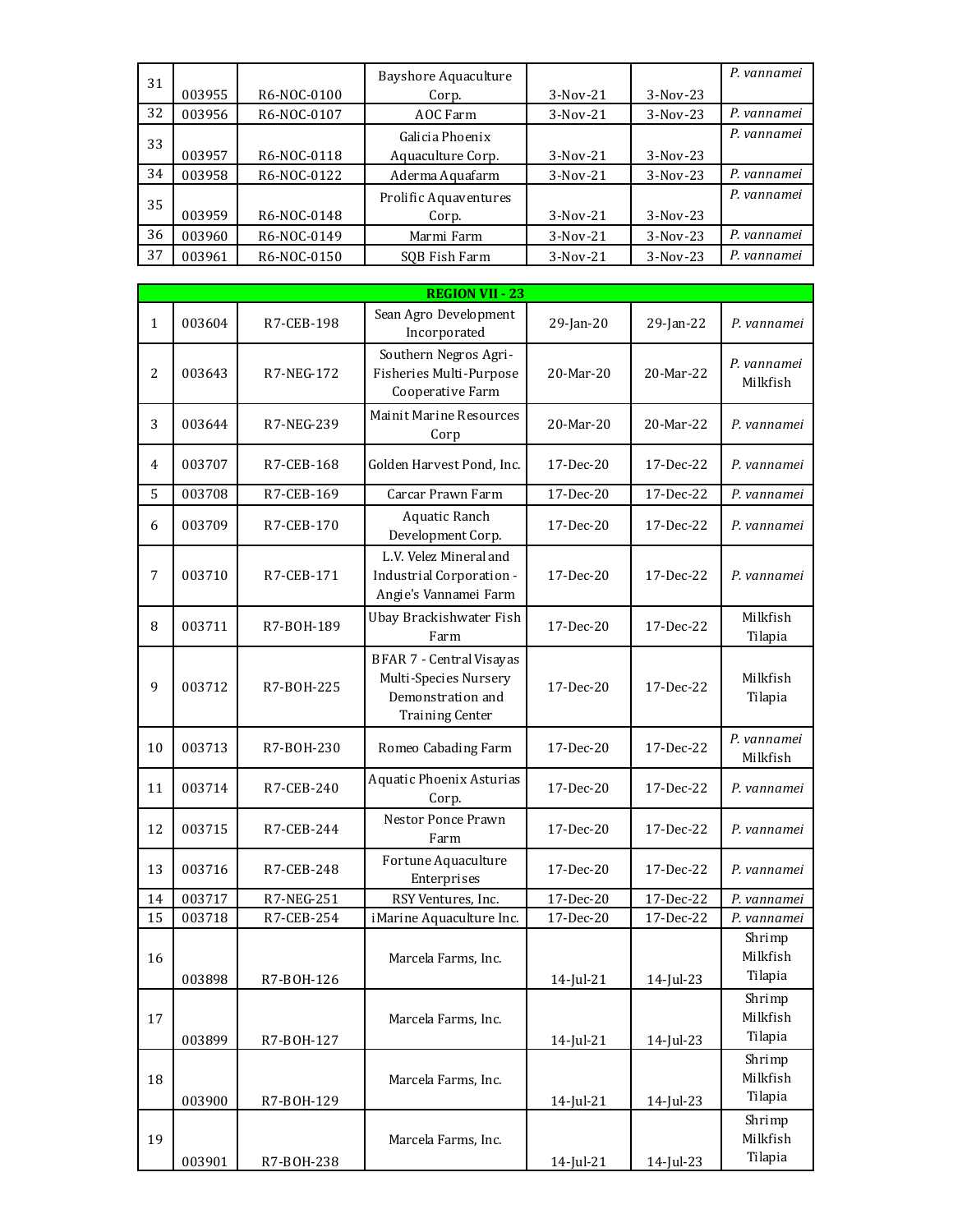| 31 | 003955 | R6-NOC-0100 | Bayshore Aquaculture Corp. | 3-Nov-21 | 3-Nov-23 | *P. vannamei* |
|---|---|---|---|---|---|---|
| 32 | 003956 | R6-NOC-0107 | AOC Farm | 3-Nov-21 | 3-Nov-23 | *P. vannamei* |
| 33 | 003957 | R6-NOC-0118 | Galicia Phoenix Aquaculture Corp. | 3-Nov-21 | 3-Nov-23 | *P. vannamei* |
| 34 | 003958 | R6-NOC-0122 | Aderma Aquafarm | 3-Nov-21 | 3-Nov-23 | *P. vannamei* |
| 35 | 003959 | R6-NOC-0148 | Prolific Aquaventures Corp. | 3-Nov-21 | 3-Nov-23 | *P. vannamei* |
| 36 | 003960 | R6-NOC-0149 | Marmi Farm | 3-Nov-21 | 3-Nov-23 | *P. vannamei* |
| 37 | 003961 | R6-NOC-0150 | SQB Fish Farm | 3-Nov-21 | 3-Nov-23 | *P. vannamei* |

| **REGION VII - 23** | | | | | | |
|---|---|---|---|---|---|---|
| 1 | 003604 | R7-CEB-198 | Sean Agro Development Incorporated | 29-Jan-20 | 29-Jan-22 | *P. vannamei* |
| 2 | 003643 | R7-NEG-172 | Southern Negros Agri-Fisheries Multi-Purpose Cooperative Farm | 20-Mar-20 | 20-Mar-22 | *P. vannamei* Milkfish |
| 3 | 003644 | R7-NEG-239 | Mainit Marine Resources Corp | 20-Mar-20 | 20-Mar-22 | *P. vannamei* |
| 4 | 003707 | R7-CEB-168 | Golden Harvest Pond, Inc. | 17-Dec-20 | 17-Dec-22 | *P. vannamei* |
| 5 | 003708 | R7-CEB-169 | Carcar Prawn Farm | 17-Dec-20 | 17-Dec-22 | *P. vannamei* |
| 6 | 003709 | R7-CEB-170 | Aquatic Ranch Development Corp. | 17-Dec-20 | 17-Dec-22 | *P. vannamei* |
| 7 | 003710 | R7-CEB-171 | L.V. Velez Mineral and Industrial Corporation - Angie's Vannamei Farm | 17-Dec-20 | 17-Dec-22 | *P. vannamei* |
| 8 | 003711 | R7-BOH-189 | Ubay Brackishwater Fish Farm | 17-Dec-20 | 17-Dec-22 | Milkfish Tilapia |
| 9 | 003712 | R7-BOH-225 | BFAR 7 - Central Visayas Multi-Species Nursery Demonstration and Training Center | 17-Dec-20 | 17-Dec-22 | Milkfish Tilapia |
| 10 | 003713 | R7-BOH-230 | Romeo Cabading Farm | 17-Dec-20 | 17-Dec-22 | *P. vannamei* Milkfish |
| 11 | 003714 | R7-CEB-240 | Aquatic Phoenix Asturias Corp. | 17-Dec-20 | 17-Dec-22 | *P. vannamei* |
| 12 | 003715 | R7-CEB-244 | Nestor Ponce Prawn Farm | 17-Dec-20 | 17-Dec-22 | *P. vannamei* |
| 13 | 003716 | R7-CEB-248 | Fortune Aquaculture Enterprises | 17-Dec-20 | 17-Dec-22 | *P. vannamei* |
| 14 | 003717 | R7-NEG-251 | RSY Ventures, Inc. | 17-Dec-20 | 17-Dec-22 | *P. vannamei* |
| 15 | 003718 | R7-CEB-254 | iMarine Aquaculture Inc. | 17-Dec-20 | 17-Dec-22 | *P. vannamei* |
| 16 | 003898 | R7-BOH-126 | Marcela Farms, Inc. | 14-Jul-21 | 14-Jul-23 | Shrimp Milkfish Tilapia |
| 17 | 003899 | R7-BOH-127 | Marcela Farms, Inc. | 14-Jul-21 | 14-Jul-23 | Shrimp Milkfish Tilapia |
| 18 | 003900 | R7-BOH-129 | Marcela Farms, Inc. | 14-Jul-21 | 14-Jul-23 | Shrimp Milkfish Tilapia |
| 19 | 003901 | R7-BOH-238 | Marcela Farms, Inc. | 14-Jul-21 | 14-Jul-23 | Shrimp Milkfish Tilapia |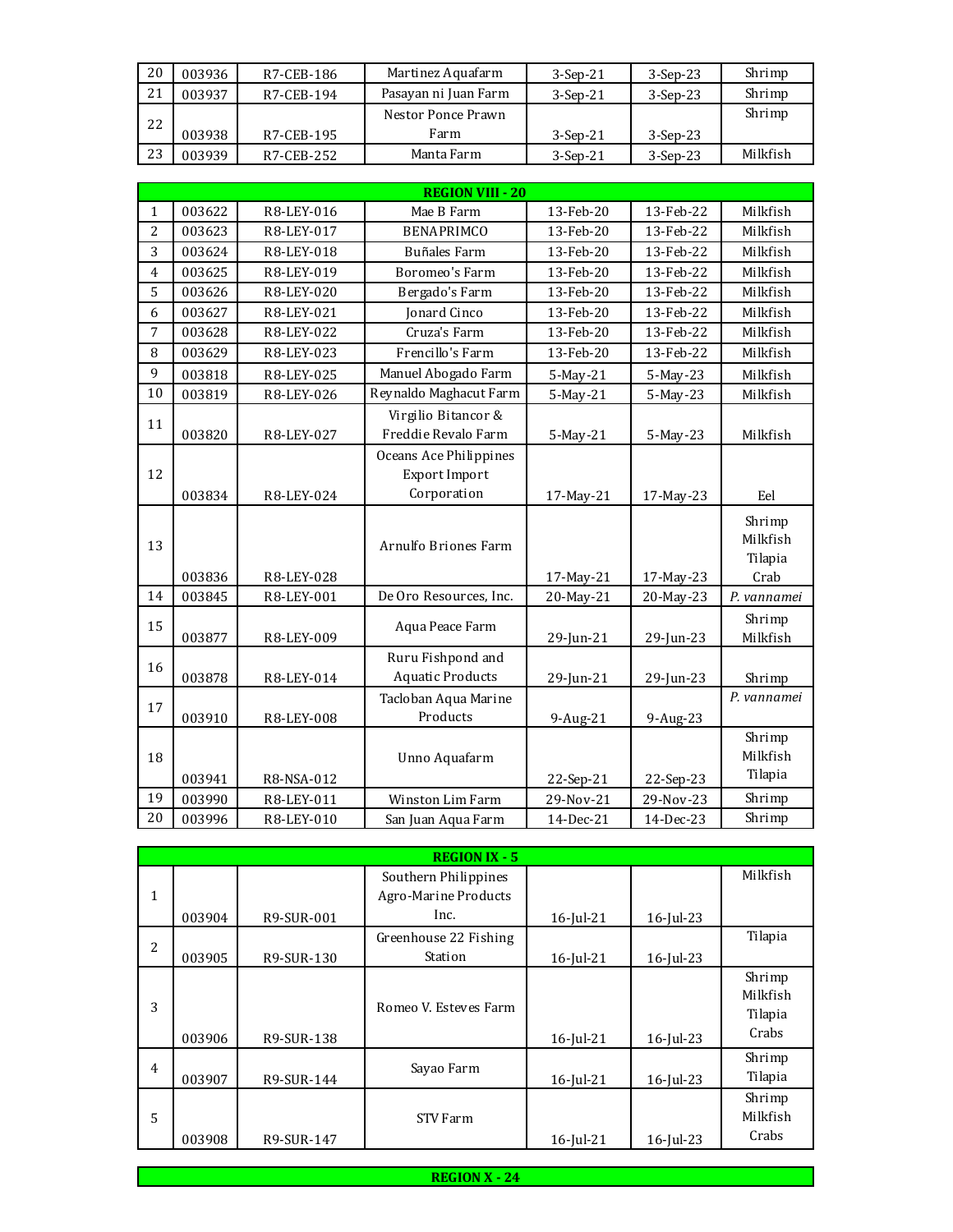| | | | | | | |
|---|---|---|---|---|---|---|
| 20 | 003936 | R7-CEB-186 | Martinez Aquafarm | 3-Sep-21 | 3-Sep-23 | Shrimp |
| 21 | 003937 | R7-CEB-194 | Pasayan ni Juan Farm | 3-Sep-21 | 3-Sep-23 | Shrimp |
| 22 | 003938 | R7-CEB-195 | Nestor Ponce Prawn Farm | 3-Sep-21 | 3-Sep-23 | Shrimp |
| 23 | 003939 | R7-CEB-252 | Manta Farm | 3-Sep-21 | 3-Sep-23 | Milkfish |

| **REGION VIII - 20** | | | | | | |
|---|---|---|---|---|---|---|
| 1 | 003622 | R8-LEY-016 | Mae B Farm | 13-Feb-20 | 13-Feb-22 | Milkfish |
| 2 | 003623 | R8-LEY-017 | BENAPRIMCO | 13-Feb-20 | 13-Feb-22 | Milkfish |
| 3 | 003624 | R8-LEY-018 | Buñales Farm | 13-Feb-20 | 13-Feb-22 | Milkfish |
| 4 | 003625 | R8-LEY-019 | Boromeo's Farm | 13-Feb-20 | 13-Feb-22 | Milkfish |
| 5 | 003626 | R8-LEY-020 | Bergado's Farm | 13-Feb-20 | 13-Feb-22 | Milkfish |
| 6 | 003627 | R8-LEY-021 | Jonard Cinco | 13-Feb-20 | 13-Feb-22 | Milkfish |
| 7 | 003628 | R8-LEY-022 | Cruza's Farm | 13-Feb-20 | 13-Feb-22 | Milkfish |
| 8 | 003629 | R8-LEY-023 | Frencillo's Farm | 13-Feb-20 | 13-Feb-22 | Milkfish |
| 9 | 003818 | R8-LEY-025 | Manuel Abogado Farm | 5-May-21 | 5-May-23 | Milkfish |
| 10 | 003819 | R8-LEY-026 | Reynaldo Maghacut Farm | 5-May-21 | 5-May-23 | Milkfish |
| 11 | 003820 | R8-LEY-027 | Virgilio Bitancor & Freddie Revalo Farm | 5-May-21 | 5-May-23 | Milkfish |
| 12 | 003834 | R8-LEY-024 | Oceans Ace Philippines Export Import Corporation | 17-May-21 | 17-May-23 | Eel |
| 13 | 003836 | R8-LEY-028 | Arnulfo Briones Farm | 17-May-21 | 17-May-23 | Shrimp<br>Milkfish<br>Tilapia<br>Crab |
| 14 | 003845 | R8-LEY-001 | De Oro Resources, Inc. | 20-May-21 | 20-May-23 | *P. vannamei* |
| 15 | 003877 | R8-LEY-009 | Aqua Peace Farm | 29-Jun-21 | 29-Jun-23 | Shrimp<br>Milkfish |
| 16 | 003878 | R8-LEY-014 | Ruru Fishpond and Aquatic Products | 29-Jun-21 | 29-Jun-23 | Shrimp |
| 17 | 003910 | R8-LEY-008 | Tacloban Aqua Marine Products | 9-Aug-21 | 9-Aug-23 | *P. vannamei* |
| 18 | 003941 | R8-NSA-012 | Unno Aquafarm | 22-Sep-21 | 22-Sep-23 | Shrimp<br>Milkfish<br>Tilapia |
| 19 | 003990 | R8-LEY-011 | Winston Lim Farm | 29-Nov-21 | 29-Nov-23 | Shrimp |
| 20 | 003996 | R8-LEY-010 | San Juan Aqua Farm | 14-Dec-21 | 14-Dec-23 | Shrimp |

| **REGION IX - 5** | | | | | | |
|---|---|---|---|---|---|---|
| 1 | 003904 | R9-SUR-001 | Southern Philippines Agro-Marine Products Inc. | 16-Jul-21 | 16-Jul-23 | Milkfish |
| 2 | 003905 | R9-SUR-130 | Greenhouse 22 Fishing Station | 16-Jul-21 | 16-Jul-23 | Tilapia |
| 3 | 003906 | R9-SUR-138 | Romeo V. Esteves Farm | 16-Jul-21 | 16-Jul-23 | Shrimp<br>Milkfish<br>Tilapia<br>Crabs |
| 4 | 003907 | R9-SUR-144 | Sayao Farm | 16-Jul-21 | 16-Jul-23 | Shrimp<br>Tilapia |
| 5 | 003908 | R9-SUR-147 | STV Farm | 16-Jul-21 | 16-Jul-23 | Shrimp<br>Milkfish<br>Crabs |

| **REGION X - 24** | | | | | | |
|---|---|---|---|---|---|---|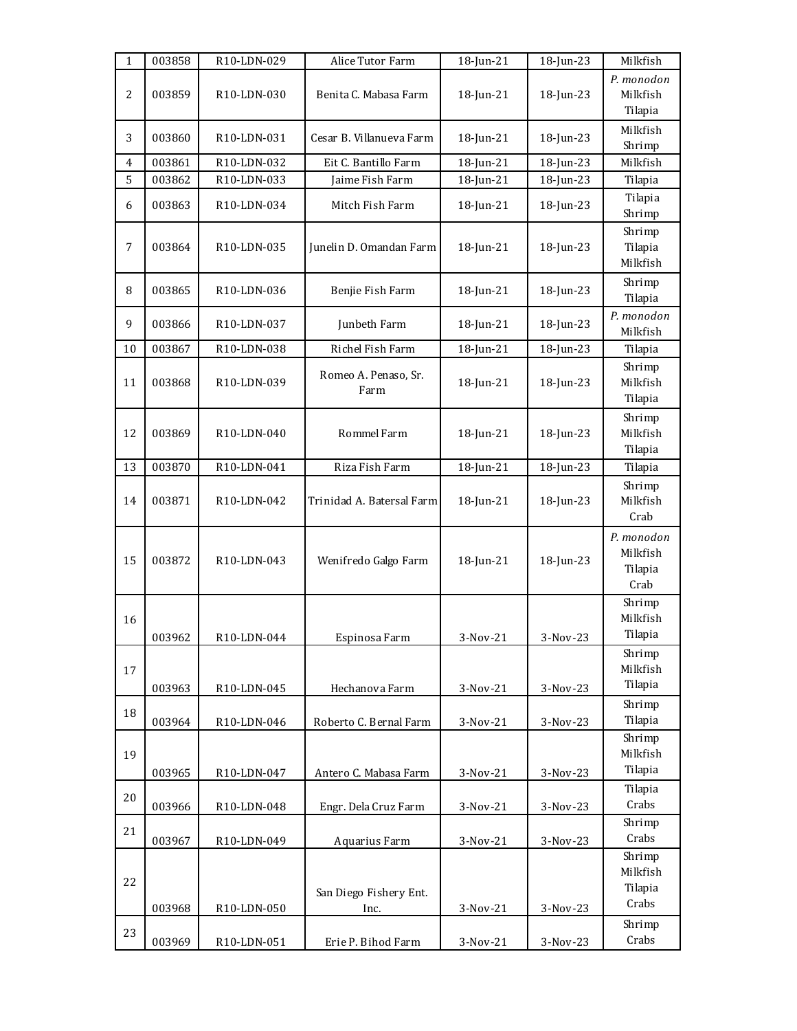| | | | | | | |
|---|---|---|---|---|---|---|
| 1 | 003858 | R10-LDN-029 | Alice Tutor Farm | 18-Jun-21 | 18-Jun-23 | Milkfish |
| 2 | 003859 | R10-LDN-030 | Benita C. Mabasa Farm | 18-Jun-21 | 18-Jun-23 | *P. monodon*<br>Milkfish<br>Tilapia |
| 3 | 003860 | R10-LDN-031 | Cesar B. Villanueva Farm | 18-Jun-21 | 18-Jun-23 | Milkfish<br>Shrimp |
| 4 | 003861 | R10-LDN-032 | Eit C. Bantillo Farm | 18-Jun-21 | 18-Jun-23 | Milkfish |
| 5 | 003862 | R10-LDN-033 | Jaime Fish Farm | 18-Jun-21 | 18-Jun-23 | Tilapia |
| 6 | 003863 | R10-LDN-034 | Mitch Fish Farm | 18-Jun-21 | 18-Jun-23 | Tilapia<br>Shrimp |
| 7 | 003864 | R10-LDN-035 | Junelin D. Omandan Farm | 18-Jun-21 | 18-Jun-23 | Shrimp<br>Tilapia<br>Milkfish |
| 8 | 003865 | R10-LDN-036 | Benjie Fish Farm | 18-Jun-21 | 18-Jun-23 | Shrimp<br>Tilapia |
| 9 | 003866 | R10-LDN-037 | Junbeth Farm | 18-Jun-21 | 18-Jun-23 | *P. monodon*<br>Milkfish |
| 10 | 003867 | R10-LDN-038 | Richel Fish Farm | 18-Jun-21 | 18-Jun-23 | Tilapia |
| 11 | 003868 | R10-LDN-039 | Romeo A. Penaso, Sr. Farm | 18-Jun-21 | 18-Jun-23 | Shrimp<br>Milkfish<br>Tilapia |
| 12 | 003869 | R10-LDN-040 | Rommel Farm | 18-Jun-21 | 18-Jun-23 | Shrimp<br>Milkfish<br>Tilapia |
| 13 | 003870 | R10-LDN-041 | Riza Fish Farm | 18-Jun-21 | 18-Jun-23 | Tilapia |
| 14 | 003871 | R10-LDN-042 | Trinidad A. Batersal Farm | 18-Jun-21 | 18-Jun-23 | Shrimp<br>Milkfish<br>Crab |
| 15 | 003872 | R10-LDN-043 | Wenifredo Galgo Farm | 18-Jun-21 | 18-Jun-23 | *P. monodon*<br>Milkfish<br>Tilapia<br>Crab |
| 16 | 003962 | R10-LDN-044 | Espinosa Farm | 3-Nov-21 | 3-Nov-23 | Shrimp<br>Milkfish<br>Tilapia |
| 17 | 003963 | R10-LDN-045 | Hechanova Farm | 3-Nov-21 | 3-Nov-23 | Shrimp<br>Milkfish<br>Tilapia |
| 18 | 003964 | R10-LDN-046 | Roberto C. Bernal Farm | 3-Nov-21 | 3-Nov-23 | Shrimp<br>Tilapia |
| 19 | 003965 | R10-LDN-047 | Antero C. Mabasa Farm | 3-Nov-21 | 3-Nov-23 | Shrimp<br>Milkfish<br>Tilapia |
| 20 | 003966 | R10-LDN-048 | Engr. Dela Cruz Farm | 3-Nov-21 | 3-Nov-23 | Tilapia<br>Crabs |
| 21 | 003967 | R10-LDN-049 | Aquarius Farm | 3-Nov-21 | 3-Nov-23 | Shrimp<br>Crabs |
| 22 | 003968 | R10-LDN-050 | San Diego Fishery Ent. Inc. | 3-Nov-21 | 3-Nov-23 | Shrimp<br>Milkfish<br>Tilapia<br>Crabs |
| 23 | 003969 | R10-LDN-051 | Erie P. Bihod Farm | 3-Nov-21 | 3-Nov-23 | Shrimp<br>Crabs |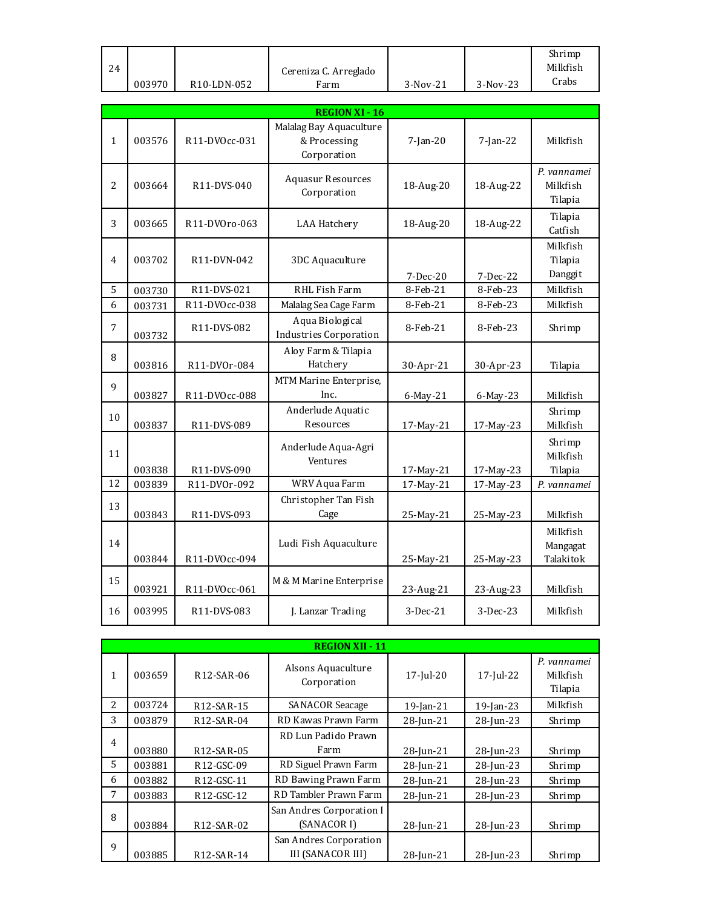| | | | | | | |
|---|---|---|---|---|---|---|
| 24 | 003970 | R10-LDN-052 | Cereniza C. Arreglado Farm | 3-Nov-21 | 3-Nov-23 | Shrimp<br>Milkfish<br>Crabs |

| **REGION XI - 16** | | | | | | |
|---|---|---|---|---|---|---|
| 1 | 003576 | R11-DVOcc-031 | Malalag Bay Aquaculture & Processing Corporation | 7-Jan-20 | 7-Jan-22 | Milkfish |
| 2 | 003664 | R11-DVS-040 | Aquasur Resources Corporation | 18-Aug-20 | 18-Aug-22 | *P. vannamei*<br>Milkfish<br>Tilapia |
| 3 | 003665 | R11-DVOro-063 | LAA Hatchery | 18-Aug-20 | 18-Aug-22 | Tilapia<br>Catfish |
| 4 | 003702 | R11-DVN-042 | 3DC Aquaculture | 7-Dec-20 | 7-Dec-22 | Milkfish<br>Tilapia<br>Danggit |
| 5 | 003730 | R11-DVS-021 | RHL Fish Farm | 8-Feb-21 | 8-Feb-23 | Milkfish |
| 6 | 003731 | R11-DVOcc-038 | Malalag Sea Cage Farm | 8-Feb-21 | 8-Feb-23 | Milkfish |
| 7 | 003732 | R11-DVS-082 | Aqua Biological Industries Corporation | 8-Feb-21 | 8-Feb-23 | Shrimp |
| 8 | 003816 | R11-DVOr-084 | Aloy Farm & Tilapia Hatchery | 30-Apr-21 | 30-Apr-23 | Tilapia |
| 9 | 003827 | R11-DVOcc-088 | MTM Marine Enterprise, Inc. | 6-May-21 | 6-May-23 | Milkfish |
| 10 | 003837 | R11-DVS-089 | Anderlude Aquatic Resources | 17-May-21 | 17-May-23 | Shrimp<br>Milkfish |
| 11 | 003838 | R11-DVS-090 | Anderlude Aqua-Agri Ventures | 17-May-21 | 17-May-23 | Shrimp<br>Milkfish<br>Tilapia |
| 12 | 003839 | R11-DVOr-092 | WRV Aqua Farm | 17-May-21 | 17-May-23 | *P. vannamei* |
| 13 | 003843 | R11-DVS-093 | Christopher Tan Fish Cage | 25-May-21 | 25-May-23 | Milkfish |
| 14 | 003844 | R11-DVOcc-094 | Ludi Fish Aquaculture | 25-May-21 | 25-May-23 | Milkfish<br>Mangagat<br>Talakitok |
| 15 | 003921 | R11-DVOcc-061 | M & M Marine Enterprise | 23-Aug-21 | 23-Aug-23 | Milkfish |
| 16 | 003995 | R11-DVS-083 | J. Lanzar Trading | 3-Dec-21 | 3-Dec-23 | Milkfish |

| **REGION XII - 11** | | | | | | |
|---|---|---|---|---|---|---|
| 1 | 003659 | R12-SAR-06 | Alsons Aquaculture Corporation | 17-Jul-20 | 17-Jul-22 | *P. vannamei*<br>Milkfish<br>Tilapia |
| 2 | 003724 | R12-SAR-15 | SANACOR Seacage | 19-Jan-21 | 19-Jan-23 | Milkfish |
| 3 | 003879 | R12-SAR-04 | RD Kawas Prawn Farm | 28-Jun-21 | 28-Jun-23 | Shrimp |
| 4 | 003880 | R12-SAR-05 | RD Lun Padido Prawn Farm | 28-Jun-21 | 28-Jun-23 | Shrimp |
| 5 | 003881 | R12-GSC-09 | RD Siguel Prawn Farm | 28-Jun-21 | 28-Jun-23 | Shrimp |
| 6 | 003882 | R12-GSC-11 | RD Bawing Prawn Farm | 28-Jun-21 | 28-Jun-23 | Shrimp |
| 7 | 003883 | R12-GSC-12 | RD Tambler Prawn Farm | 28-Jun-21 | 28-Jun-23 | Shrimp |
| 8 | 003884 | R12-SAR-02 | San Andres Corporation I (SANACOR I) | 28-Jun-21 | 28-Jun-23 | Shrimp |
| 9 | 003885 | R12-SAR-14 | San Andres Corporation III (SANACOR III) | 28-Jun-21 | 28-Jun-23 | Shrimp |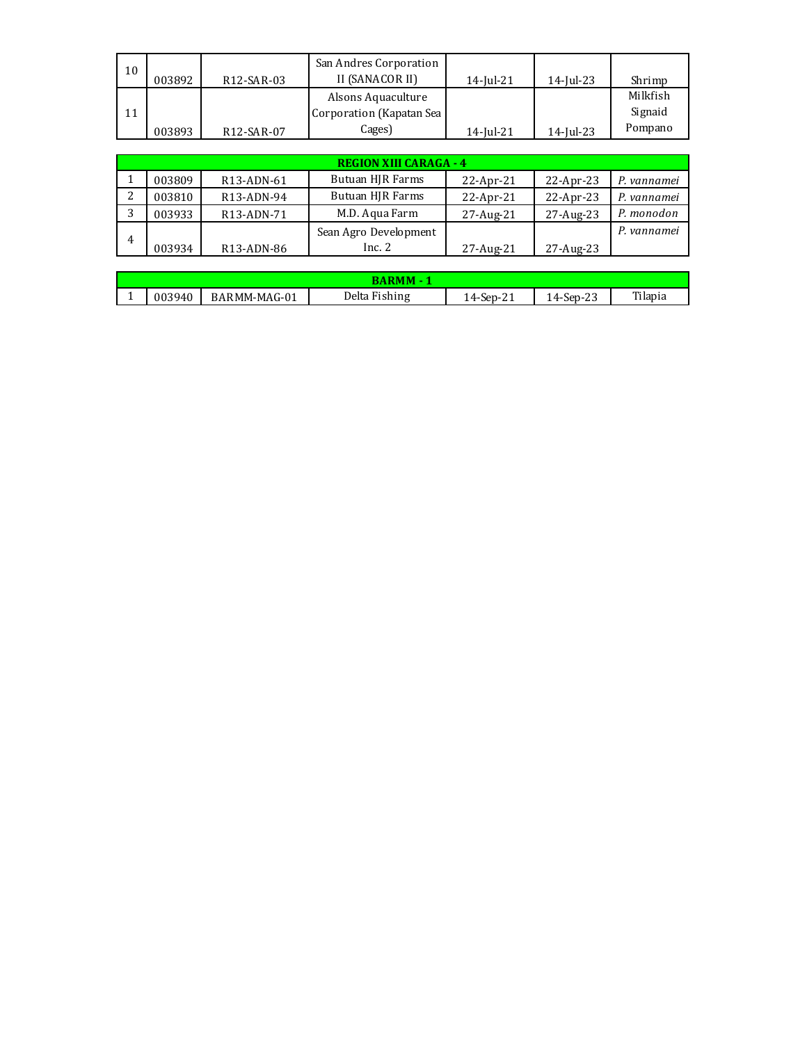| | | | | | | |
|---|---|---|---|---|---|---|
| 10 | 003892 | R12-SAR-03 | San Andres Corporation II (SANACOR II) | 14-Jul-21 | 14-Jul-23 | Shrimp |
| 11 | 003893 | R12-SAR-07 | Alsons Aquaculture Corporation (Kapatan Sea Cages) | 14-Jul-21 | 14-Jul-23 | Milkfish Signaid Pompano |

| **REGION XIII CARAGA - 4** | | | | | | |
|---|---|---|---|---|---|---|
| 1 | 003809 | R13-ADN-61 | Butuan HJR Farms | 22-Apr-21 | 22-Apr-23 | *P. vannamei* |
| 2 | 003810 | R13-ADN-94 | Butuan HJR Farms | 22-Apr-21 | 22-Apr-23 | *P. vannamei* |
| 3 | 003933 | R13-ADN-71 | M.D. Aqua Farm | 27-Aug-21 | 27-Aug-23 | *P. monodon* |
| 4 | 003934 | R13-ADN-86 | Sean Agro Development Inc. 2 | 27-Aug-21 | 27-Aug-23 | *P. vannamei* |

| **BARMM - 1** | | | | | | |
|---|---|---|---|---|---|---|
| 1 | 003940 | BARMM-MAG-01 | Delta Fishing | 14-Sep-21 | 14-Sep-23 | Tilapia |